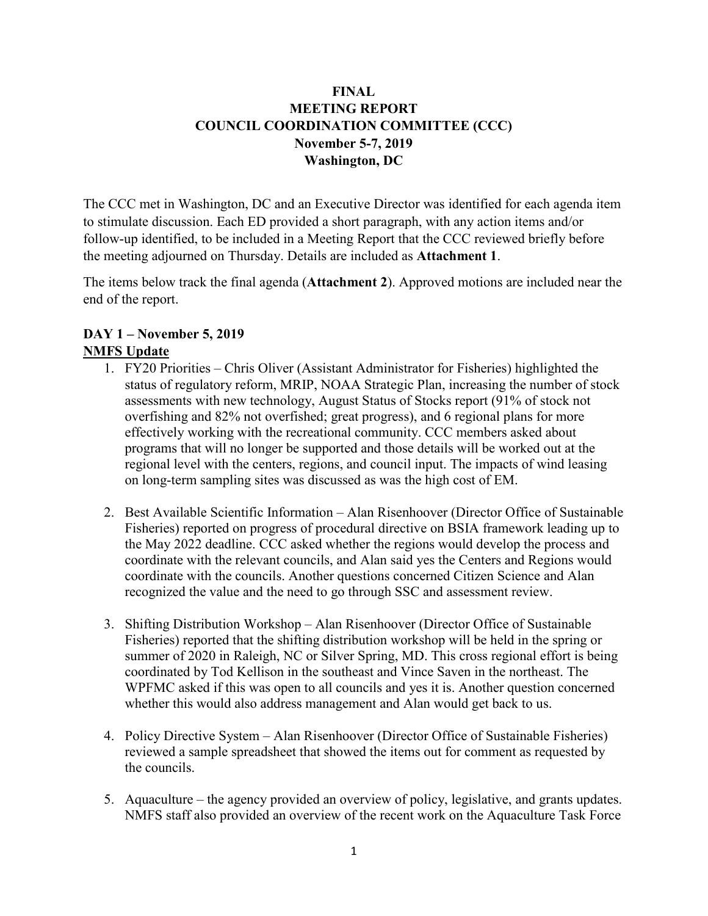# FINAL
# MEETING REPORT
# COUNCIL COORDINATION COMMITTEE (CCC)
# November 5-7, 2019
# Washington, DC

The CCC met in Washington, DC and an Executive Director was identified for each agenda item to stimulate discussion. Each ED provided a short paragraph, with any action items and/or follow-up identified, to be included in a Meeting Report that the CCC reviewed briefly before the meeting adjourned on Thursday. Details are included as **Attachment 1**.

The items below track the final agenda (**Attachment 2**). Approved motions are included near the end of the report.

## DAY 1 – November 5, 2019

### NMFS Update

1. FY20 Priorities – Chris Oliver (Assistant Administrator for Fisheries) highlighted the status of regulatory reform, MRIP, NOAA Strategic Plan, increasing the number of stock assessments with new technology, August Status of Stocks report (91% of stock not overfishing and 82% not overfished; great progress), and 6 regional plans for more effectively working with the recreational community. CCC members asked about programs that will no longer be supported and those details will be worked out at the regional level with the centers, regions, and council input. The impacts of wind leasing on long-term sampling sites was discussed as was the high cost of EM.

2. Best Available Scientific Information – Alan Risenhoover (Director Office of Sustainable Fisheries) reported on progress of procedural directive on BSIA framework leading up to the May 2022 deadline. CCC asked whether the regions would develop the process and coordinate with the relevant councils, and Alan said yes the Centers and Regions would coordinate with the councils. Another questions concerned Citizen Science and Alan recognized the value and the need to go through SSC and assessment review.

3. Shifting Distribution Workshop – Alan Risenhoover (Director Office of Sustainable Fisheries) reported that the shifting distribution workshop will be held in the spring or summer of 2020 in Raleigh, NC or Silver Spring, MD. This cross regional effort is being coordinated by Tod Kellison in the southeast and Vince Saven in the northeast. The WPFMC asked if this was open to all councils and yes it is. Another question concerned whether this would also address management and Alan would get back to us.

4. Policy Directive System – Alan Risenhoover (Director Office of Sustainable Fisheries) reviewed a sample spreadsheet that showed the items out for comment as requested by the councils.

5. Aquaculture – the agency provided an overview of policy, legislative, and grants updates. NMFS staff also provided an overview of the recent work on the Aquaculture Task Force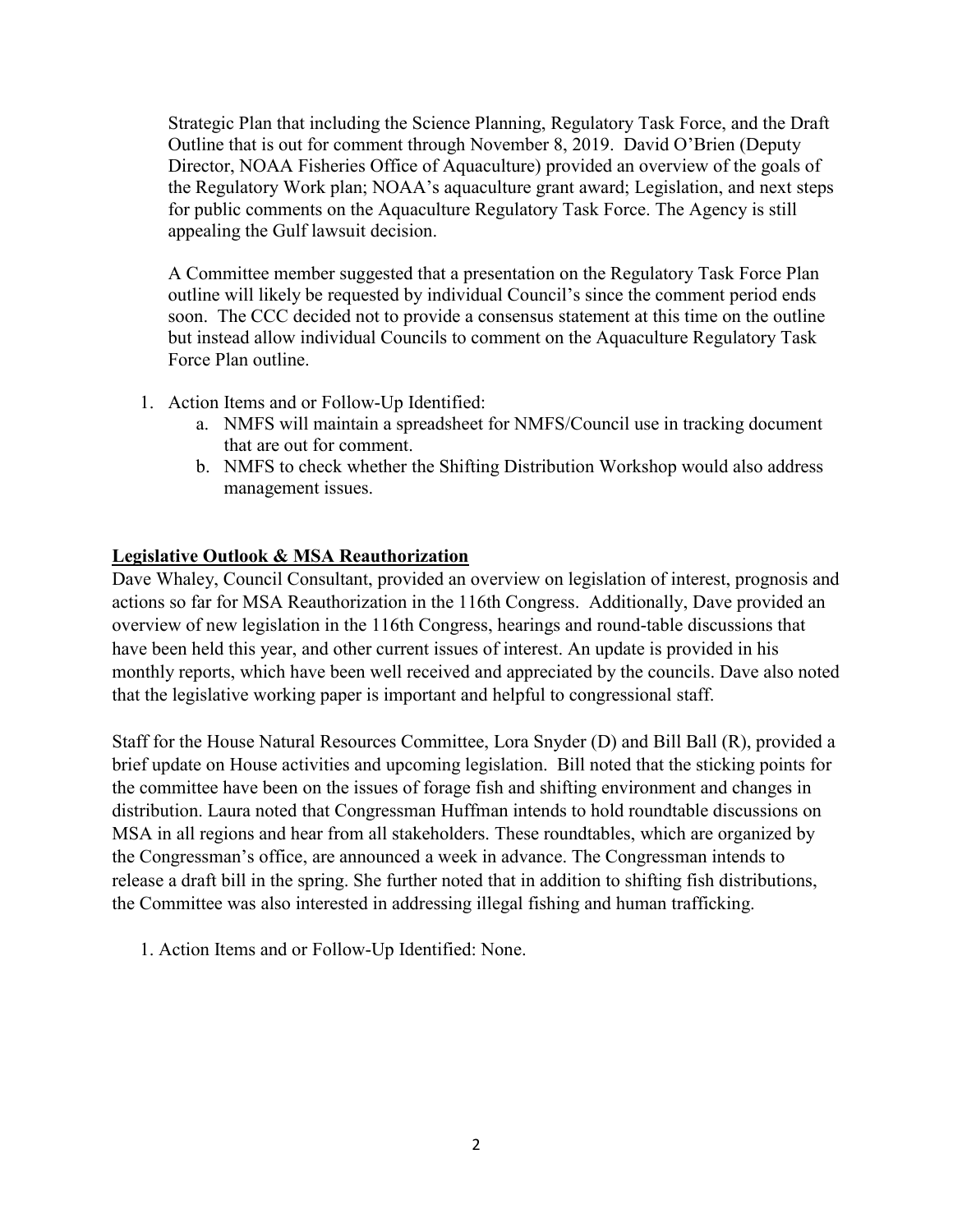Strategic Plan that including the Science Planning, Regulatory Task Force, and the Draft Outline that is out for comment through November 8, 2019. David O'Brien (Deputy Director, NOAA Fisheries Office of Aquaculture) provided an overview of the goals of the Regulatory Work plan; NOAA's aquaculture grant award; Legislation, and next steps for public comments on the Aquaculture Regulatory Task Force. The Agency is still appealing the Gulf lawsuit decision.

A Committee member suggested that a presentation on the Regulatory Task Force Plan outline will likely be requested by individual Council's since the comment period ends soon. The CCC decided not to provide a consensus statement at this time on the outline but instead allow individual Councils to comment on the Aquaculture Regulatory Task Force Plan outline.

1. Action Items and or Follow-Up Identified:
   a. NMFS will maintain a spreadsheet for NMFS/Council use in tracking document that are out for comment.
   b. NMFS to check whether the Shifting Distribution Workshop would also address management issues.

**Legislative Outlook & MSA Reauthorization**

Dave Whaley, Council Consultant, provided an overview on legislation of interest, prognosis and actions so far for MSA Reauthorization in the 116th Congress. Additionally, Dave provided an overview of new legislation in the 116th Congress, hearings and round-table discussions that have been held this year, and other current issues of interest. An update is provided in his monthly reports, which have been well received and appreciated by the councils. Dave also noted that the legislative working paper is important and helpful to congressional staff.

Staff for the House Natural Resources Committee, Lora Snyder (D) and Bill Ball (R), provided a brief update on House activities and upcoming legislation. Bill noted that the sticking points for the committee have been on the issues of forage fish and shifting environment and changes in distribution. Laura noted that Congressman Huffman intends to hold roundtable discussions on MSA in all regions and hear from all stakeholders. These roundtables, which are organized by the Congressman's office, are announced a week in advance. The Congressman intends to release a draft bill in the spring. She further noted that in addition to shifting fish distributions, the Committee was also interested in addressing illegal fishing and human trafficking.

1. Action Items and or Follow-Up Identified: None.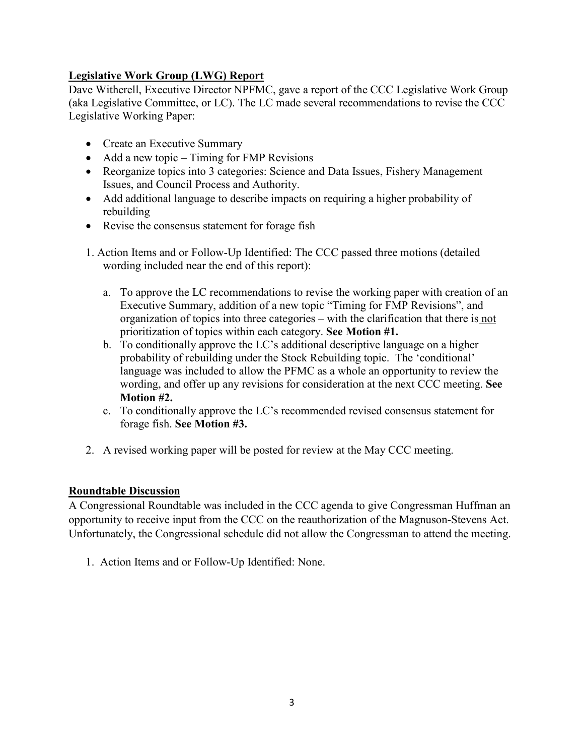**Legislative Work Group (LWG) Report**

Dave Witherell, Executive Director NPFMC, gave a report of the CCC Legislative Work Group (aka Legislative Committee, or LC). The LC made several recommendations to revise the CCC Legislative Working Paper:

- Create an Executive Summary
- Add a new topic – Timing for FMP Revisions
- Reorganize topics into 3 categories: Science and Data Issues, Fishery Management Issues, and Council Process and Authority.
- Add additional language to describe impacts on requiring a higher probability of rebuilding
- Revise the consensus statement for forage fish

1. Action Items and or Follow-Up Identified: The CCC passed three motions (detailed wording included near the end of this report):
    a. To approve the LC recommendations to revise the working paper with creation of an Executive Summary, addition of a new topic "Timing for FMP Revisions", and organization of topics into three categories – with the clarification that there is not prioritization of topics within each category. **See Motion #1.**
    b. To conditionally approve the LC's additional descriptive language on a higher probability of rebuilding under the Stock Rebuilding topic. The 'conditional' language was included to allow the PFMC as a whole an opportunity to review the wording, and offer up any revisions for consideration at the next CCC meeting. **See Motion #2.**
    c. To conditionally approve the LC's recommended revised consensus statement for forage fish. **See Motion #3.**
2. A revised working paper will be posted for review at the May CCC meeting.

**Roundtable Discussion**

A Congressional Roundtable was included in the CCC agenda to give Congressman Huffman an opportunity to receive input from the CCC on the reauthorization of the Magnuson-Stevens Act. Unfortunately, the Congressional schedule did not allow the Congressman to attend the meeting.

1. Action Items and or Follow-Up Identified: None.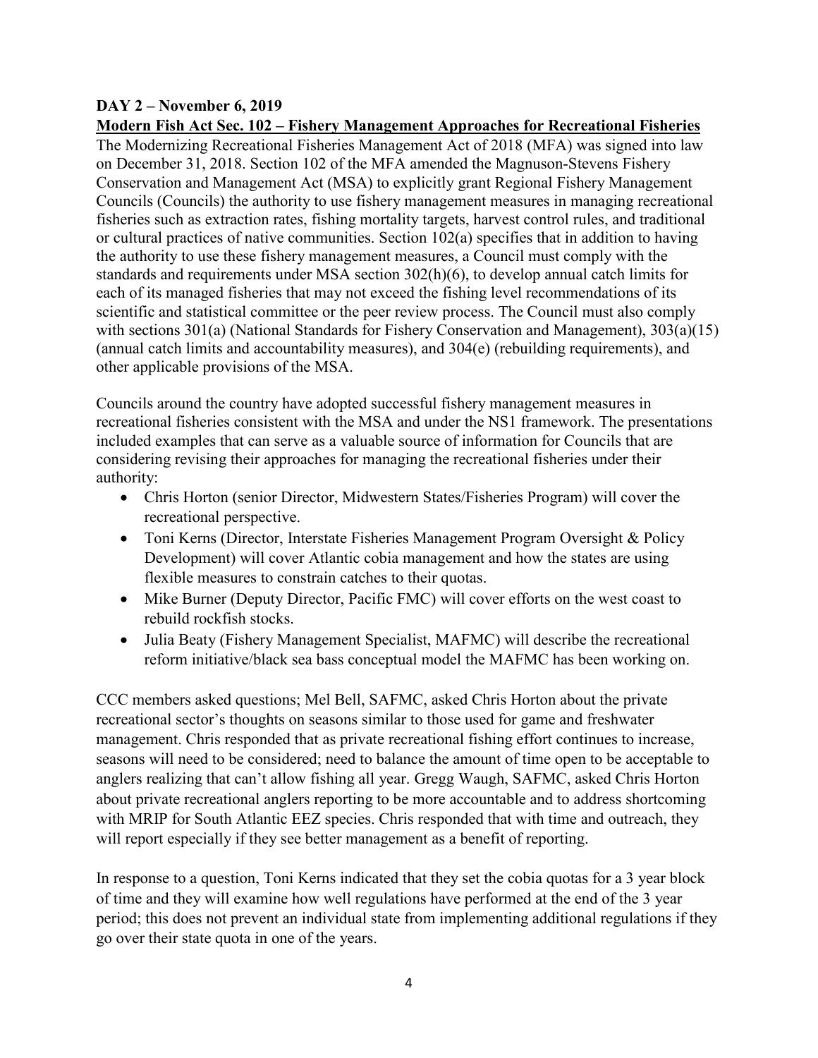**DAY 2 – November 6, 2019**

**Modern Fish Act Sec. 102 – Fishery Management Approaches for Recreational Fisheries**

The Modernizing Recreational Fisheries Management Act of 2018 (MFA) was signed into law on December 31, 2018. Section 102 of the MFA amended the Magnuson-Stevens Fishery Conservation and Management Act (MSA) to explicitly grant Regional Fishery Management Councils (Councils) the authority to use fishery management measures in managing recreational fisheries such as extraction rates, fishing mortality targets, harvest control rules, and traditional or cultural practices of native communities. Section 102(a) specifies that in addition to having the authority to use these fishery management measures, a Council must comply with the standards and requirements under MSA section 302(h)(6), to develop annual catch limits for each of its managed fisheries that may not exceed the fishing level recommendations of its scientific and statistical committee or the peer review process. The Council must also comply with sections 301(a) (National Standards for Fishery Conservation and Management), 303(a)(15) (annual catch limits and accountability measures), and 304(e) (rebuilding requirements), and other applicable provisions of the MSA.

Councils around the country have adopted successful fishery management measures in recreational fisheries consistent with the MSA and under the NS1 framework. The presentations included examples that can serve as a valuable source of information for Councils that are considering revising their approaches for managing the recreational fisheries under their authority:

- Chris Horton (senior Director, Midwestern States/Fisheries Program) will cover the recreational perspective.
- Toni Kerns (Director, Interstate Fisheries Management Program Oversight & Policy Development) will cover Atlantic cobia management and how the states are using flexible measures to constrain catches to their quotas.
- Mike Burner (Deputy Director, Pacific FMC) will cover efforts on the west coast to rebuild rockfish stocks.
- Julia Beaty (Fishery Management Specialist, MAFMC) will describe the recreational reform initiative/black sea bass conceptual model the MAFMC has been working on.

CCC members asked questions; Mel Bell, SAFMC, asked Chris Horton about the private recreational sector's thoughts on seasons similar to those used for game and freshwater management. Chris responded that as private recreational fishing effort continues to increase, seasons will need to be considered; need to balance the amount of time open to be acceptable to anglers realizing that can't allow fishing all year. Gregg Waugh, SAFMC, asked Chris Horton about private recreational anglers reporting to be more accountable and to address shortcoming with MRIP for South Atlantic EEZ species. Chris responded that with time and outreach, they will report especially if they see better management as a benefit of reporting.

In response to a question, Toni Kerns indicated that they set the cobia quotas for a 3 year block of time and they will examine how well regulations have performed at the end of the 3 year period; this does not prevent an individual state from implementing additional regulations if they go over their state quota in one of the years.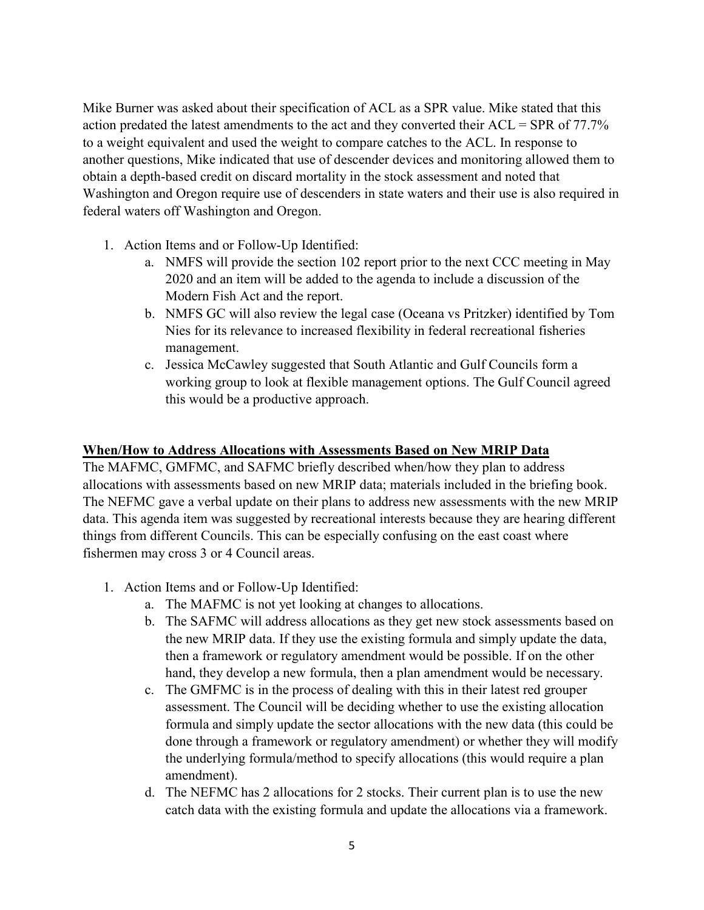Mike Burner was asked about their specification of ACL as a SPR value. Mike stated that this action predated the latest amendments to the act and they converted their ACL = SPR of 77.7% to a weight equivalent and used the weight to compare catches to the ACL. In response to another questions, Mike indicated that use of descender devices and monitoring allowed them to obtain a depth-based credit on discard mortality in the stock assessment and noted that Washington and Oregon require use of descenders in state waters and their use is also required in federal waters off Washington and Oregon.

1. Action Items and or Follow-Up Identified:
    a. NMFS will provide the section 102 report prior to the next CCC meeting in May 2020 and an item will be added to the agenda to include a discussion of the Modern Fish Act and the report.
    b. NMFS GC will also review the legal case (Oceana vs Pritzker) identified by Tom Nies for its relevance to increased flexibility in federal recreational fisheries management.
    c. Jessica McCawley suggested that South Atlantic and Gulf Councils form a working group to look at flexible management options. The Gulf Council agreed this would be a productive approach.

**When/How to Address Allocations with Assessments Based on New MRIP Data**

The MAFMC, GMFMC, and SAFMC briefly described when/how they plan to address allocations with assessments based on new MRIP data; materials included in the briefing book. The NEFMC gave a verbal update on their plans to address new assessments with the new MRIP data. This agenda item was suggested by recreational interests because they are hearing different things from different Councils. This can be especially confusing on the east coast where fishermen may cross 3 or 4 Council areas.

1. Action Items and or Follow-Up Identified:
    a. The MAFMC is not yet looking at changes to allocations.
    b. The SAFMC will address allocations as they get new stock assessments based on the new MRIP data. If they use the existing formula and simply update the data, then a framework or regulatory amendment would be possible. If on the other hand, they develop a new formula, then a plan amendment would be necessary.
    c. The GMFMC is in the process of dealing with this in their latest red grouper assessment. The Council will be deciding whether to use the existing allocation formula and simply update the sector allocations with the new data (this could be done through a framework or regulatory amendment) or whether they will modify the underlying formula/method to specify allocations (this would require a plan amendment).
    d. The NEFMC has 2 allocations for 2 stocks. Their current plan is to use the new catch data with the existing formula and update the allocations via a framework.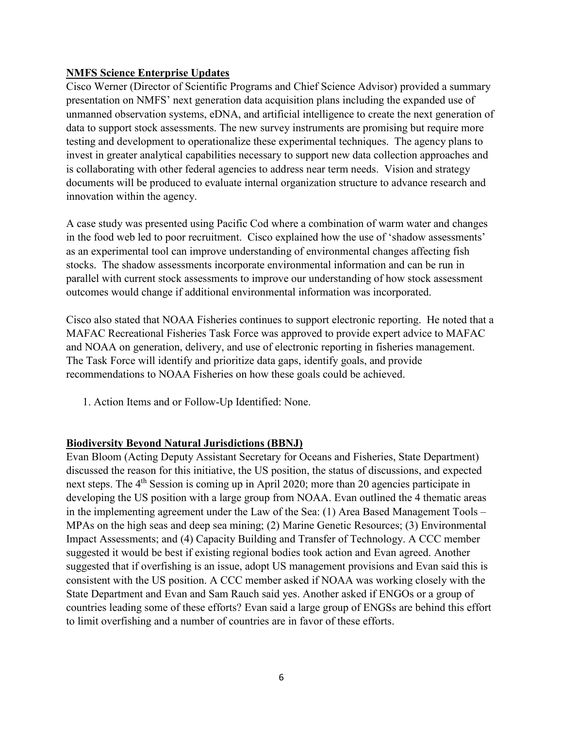**NMFS Science Enterprise Updates**

Cisco Werner (Director of Scientific Programs and Chief Science Advisor) provided a summary presentation on NMFS' next generation data acquisition plans including the expanded use of unmanned observation systems, eDNA, and artificial intelligence to create the next generation of data to support stock assessments. The new survey instruments are promising but require more testing and development to operationalize these experimental techniques. The agency plans to invest in greater analytical capabilities necessary to support new data collection approaches and is collaborating with other federal agencies to address near term needs. Vision and strategy documents will be produced to evaluate internal organization structure to advance research and innovation within the agency.

A case study was presented using Pacific Cod where a combination of warm water and changes in the food web led to poor recruitment. Cisco explained how the use of 'shadow assessments' as an experimental tool can improve understanding of environmental changes affecting fish stocks. The shadow assessments incorporate environmental information and can be run in parallel with current stock assessments to improve our understanding of how stock assessment outcomes would change if additional environmental information was incorporated.

Cisco also stated that NOAA Fisheries continues to support electronic reporting. He noted that a MAFAC Recreational Fisheries Task Force was approved to provide expert advice to MAFAC and NOAA on generation, delivery, and use of electronic reporting in fisheries management. The Task Force will identify and prioritize data gaps, identify goals, and provide recommendations to NOAA Fisheries on how these goals could be achieved.

1. Action Items and or Follow-Up Identified: None.

**Biodiversity Beyond Natural Jurisdictions (BBNJ)**

Evan Bloom (Acting Deputy Assistant Secretary for Oceans and Fisheries, State Department) discussed the reason for this initiative, the US position, the status of discussions, and expected next steps. The 4th Session is coming up in April 2020; more than 20 agencies participate in developing the US position with a large group from NOAA. Evan outlined the 4 thematic areas in the implementing agreement under the Law of the Sea: (1) Area Based Management Tools – MPAs on the high seas and deep sea mining; (2) Marine Genetic Resources; (3) Environmental Impact Assessments; and (4) Capacity Building and Transfer of Technology. A CCC member suggested it would be best if existing regional bodies took action and Evan agreed. Another suggested that if overfishing is an issue, adopt US management provisions and Evan said this is consistent with the US position. A CCC member asked if NOAA was working closely with the State Department and Evan and Sam Rauch said yes. Another asked if ENGOs or a group of countries leading some of these efforts? Evan said a large group of ENGSs are behind this effort to limit overfishing and a number of countries are in favor of these efforts.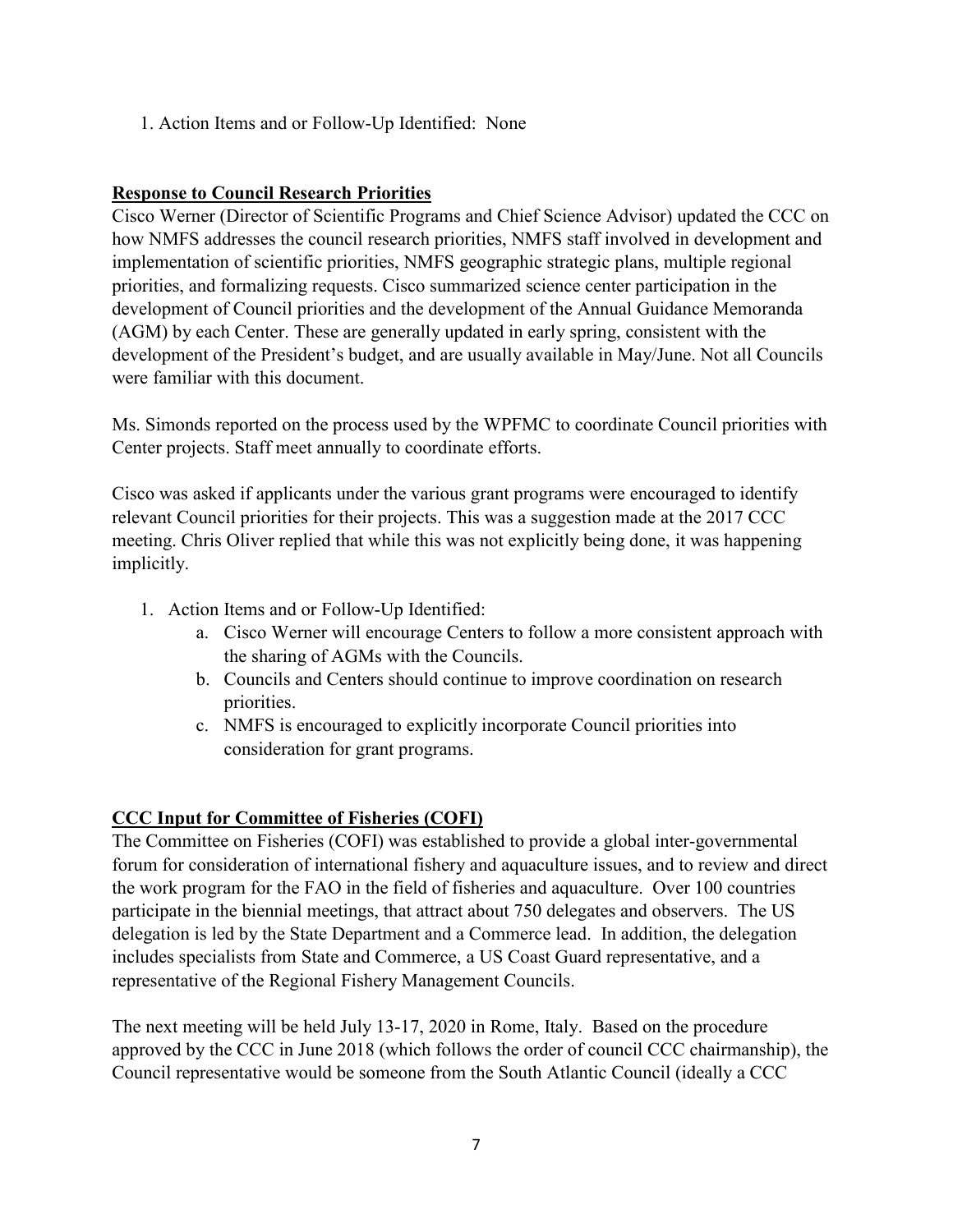1. Action Items and or Follow-Up Identified: None

**Response to Council Research Priorities**

Cisco Werner (Director of Scientific Programs and Chief Science Advisor) updated the CCC on how NMFS addresses the council research priorities, NMFS staff involved in development and implementation of scientific priorities, NMFS geographic strategic plans, multiple regional priorities, and formalizing requests. Cisco summarized science center participation in the development of Council priorities and the development of the Annual Guidance Memoranda (AGM) by each Center. These are generally updated in early spring, consistent with the development of the President's budget, and are usually available in May/June. Not all Councils were familiar with this document.

Ms. Simonds reported on the process used by the WPFMC to coordinate Council priorities with Center projects. Staff meet annually to coordinate efforts.

Cisco was asked if applicants under the various grant programs were encouraged to identify relevant Council priorities for their projects. This was a suggestion made at the 2017 CCC meeting. Chris Oliver replied that while this was not explicitly being done, it was happening implicitly.

1. Action Items and or Follow-Up Identified:
    a. Cisco Werner will encourage Centers to follow a more consistent approach with the sharing of AGMs with the Councils.
    b. Councils and Centers should continue to improve coordination on research priorities.
    c. NMFS is encouraged to explicitly incorporate Council priorities into consideration for grant programs.

**CCC Input for Committee of Fisheries (COFI)**

The Committee on Fisheries (COFI) was established to provide a global inter-governmental forum for consideration of international fishery and aquaculture issues, and to review and direct the work program for the FAO in the field of fisheries and aquaculture. Over 100 countries participate in the biennial meetings, that attract about 750 delegates and observers. The US delegation is led by the State Department and a Commerce lead. In addition, the delegation includes specialists from State and Commerce, a US Coast Guard representative, and a representative of the Regional Fishery Management Councils.

The next meeting will be held July 13-17, 2020 in Rome, Italy. Based on the procedure approved by the CCC in June 2018 (which follows the order of council CCC chairmanship), the Council representative would be someone from the South Atlantic Council (ideally a CCC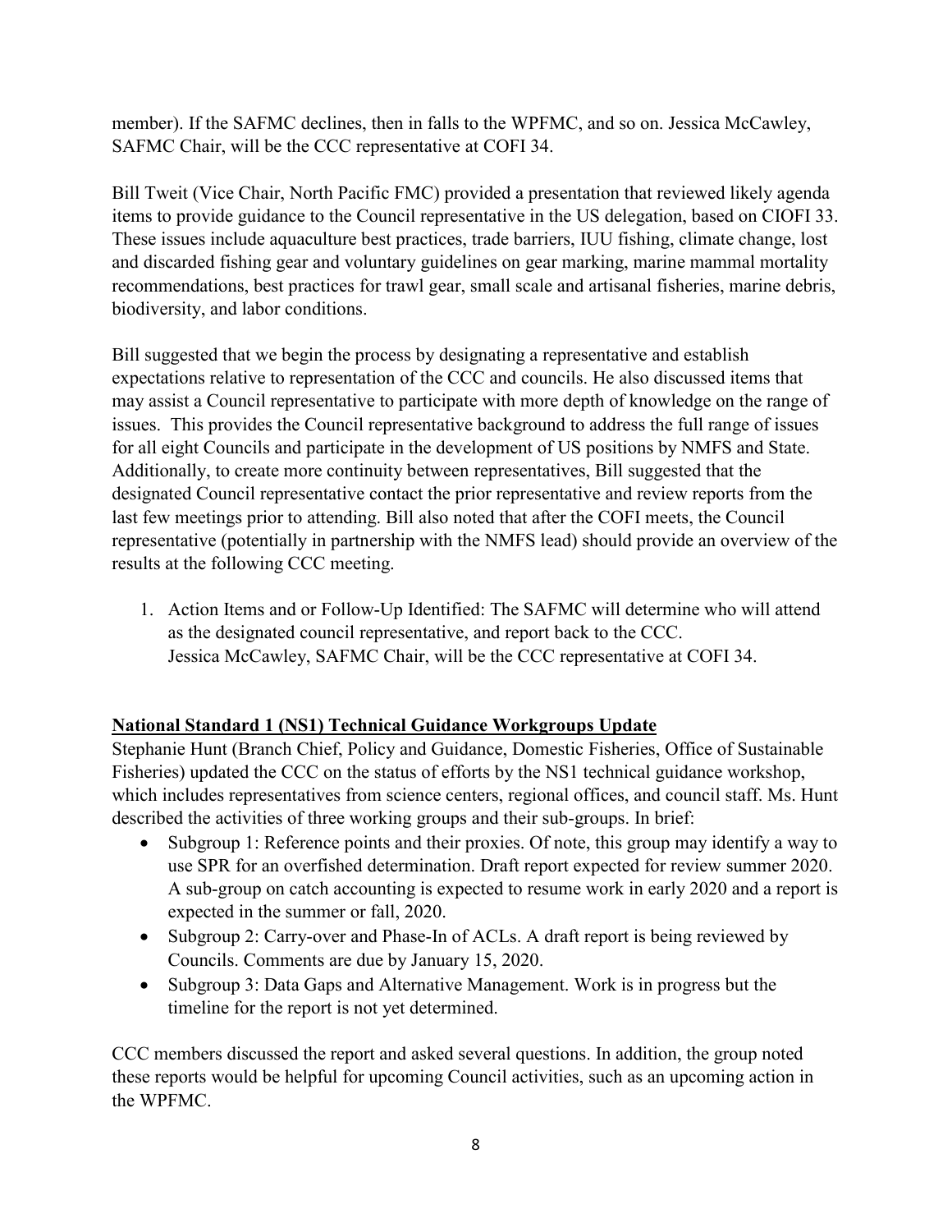member). If the SAFMC declines, then in falls to the WPFMC, and so on. Jessica McCawley, SAFMC Chair, will be the CCC representative at COFI 34.

Bill Tweit (Vice Chair, North Pacific FMC) provided a presentation that reviewed likely agenda items to provide guidance to the Council representative in the US delegation, based on CIOFI 33. These issues include aquaculture best practices, trade barriers, IUU fishing, climate change, lost and discarded fishing gear and voluntary guidelines on gear marking, marine mammal mortality recommendations, best practices for trawl gear, small scale and artisanal fisheries, marine debris, biodiversity, and labor conditions.

Bill suggested that we begin the process by designating a representative and establish expectations relative to representation of the CCC and councils. He also discussed items that may assist a Council representative to participate with more depth of knowledge on the range of issues. This provides the Council representative background to address the full range of issues for all eight Councils and participate in the development of US positions by NMFS and State. Additionally, to create more continuity between representatives, Bill suggested that the designated Council representative contact the prior representative and review reports from the last few meetings prior to attending. Bill also noted that after the COFI meets, the Council representative (potentially in partnership with the NMFS lead) should provide an overview of the results at the following CCC meeting.

1. Action Items and or Follow-Up Identified: The SAFMC will determine who will attend as the designated council representative, and report back to the CCC.
   Jessica McCawley, SAFMC Chair, will be the CCC representative at COFI 34.

**National Standard 1 (NS1) Technical Guidance Workgroups Update**

Stephanie Hunt (Branch Chief, Policy and Guidance, Domestic Fisheries, Office of Sustainable Fisheries) updated the CCC on the status of efforts by the NS1 technical guidance workshop, which includes representatives from science centers, regional offices, and council staff. Ms. Hunt described the activities of three working groups and their sub-groups. In brief:

- Subgroup 1: Reference points and their proxies. Of note, this group may identify a way to use SPR for an overfished determination. Draft report expected for review summer 2020. A sub-group on catch accounting is expected to resume work in early 2020 and a report is expected in the summer or fall, 2020.
- Subgroup 2: Carry-over and Phase-In of ACLs. A draft report is being reviewed by Councils. Comments are due by January 15, 2020.
- Subgroup 3: Data Gaps and Alternative Management. Work is in progress but the timeline for the report is not yet determined.

CCC members discussed the report and asked several questions. In addition, the group noted these reports would be helpful for upcoming Council activities, such as an upcoming action in the WPFMC.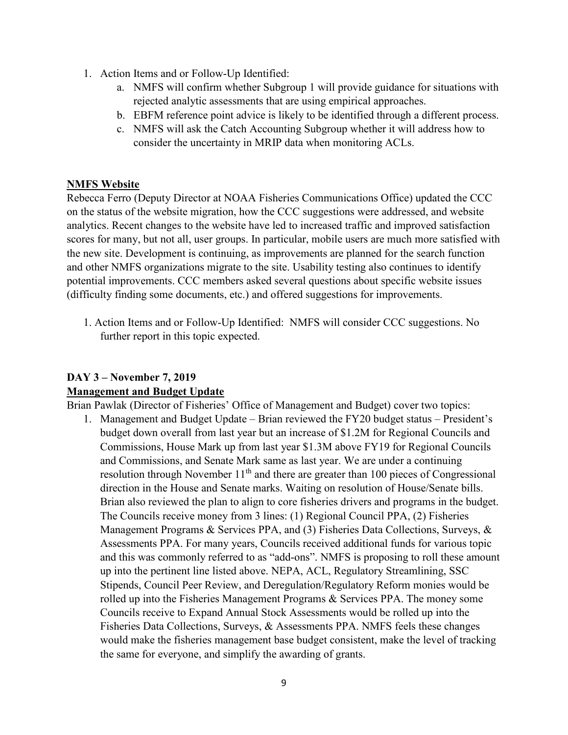1. Action Items and or Follow-Up Identified:
    a. NMFS will confirm whether Subgroup 1 will provide guidance for situations with rejected analytic assessments that are using empirical approaches.
    b. EBFM reference point advice is likely to be identified through a different process.
    c. NMFS will ask the Catch Accounting Subgroup whether it will address how to consider the uncertainty in MRIP data when monitoring ACLs.

**NMFS Website**

Rebecca Ferro (Deputy Director at NOAA Fisheries Communications Office) updated the CCC on the status of the website migration, how the CCC suggestions were addressed, and website analytics. Recent changes to the website have led to increased traffic and improved satisfaction scores for many, but not all, user groups. In particular, mobile users are much more satisfied with the new site. Development is continuing, as improvements are planned for the search function and other NMFS organizations migrate to the site. Usability testing also continues to identify potential improvements. CCC members asked several questions about specific website issues (difficulty finding some documents, etc.) and offered suggestions for improvements.

1. Action Items and or Follow-Up Identified: NMFS will consider CCC suggestions. No further report in this topic expected.

## DAY 3 – November 7, 2019

**Management and Budget Update**

Brian Pawlak (Director of Fisheries' Office of Management and Budget) cover two topics:

1. Management and Budget Update – Brian reviewed the FY20 budget status – President's budget down overall from last year but an increase of $1.2M for Regional Councils and Commissions, House Mark up from last year $1.3M above FY19 for Regional Councils and Commissions, and Senate Mark same as last year. We are under a continuing resolution through November 11th and there are greater than 100 pieces of Congressional direction in the House and Senate marks. Waiting on resolution of House/Senate bills. Brian also reviewed the plan to align to core fisheries drivers and programs in the budget. The Councils receive money from 3 lines: (1) Regional Council PPA, (2) Fisheries Management Programs & Services PPA, and (3) Fisheries Data Collections, Surveys, & Assessments PPA. For many years, Councils received additional funds for various topic and this was commonly referred to as "add-ons". NMFS is proposing to roll these amount up into the pertinent line listed above. NEPA, ACL, Regulatory Streamlining, SSC Stipends, Council Peer Review, and Deregulation/Regulatory Reform monies would be rolled up into the Fisheries Management Programs & Services PPA. The money some Councils receive to Expand Annual Stock Assessments would be rolled up into the Fisheries Data Collections, Surveys, & Assessments PPA. NMFS feels these changes would make the fisheries management base budget consistent, make the level of tracking the same for everyone, and simplify the awarding of grants.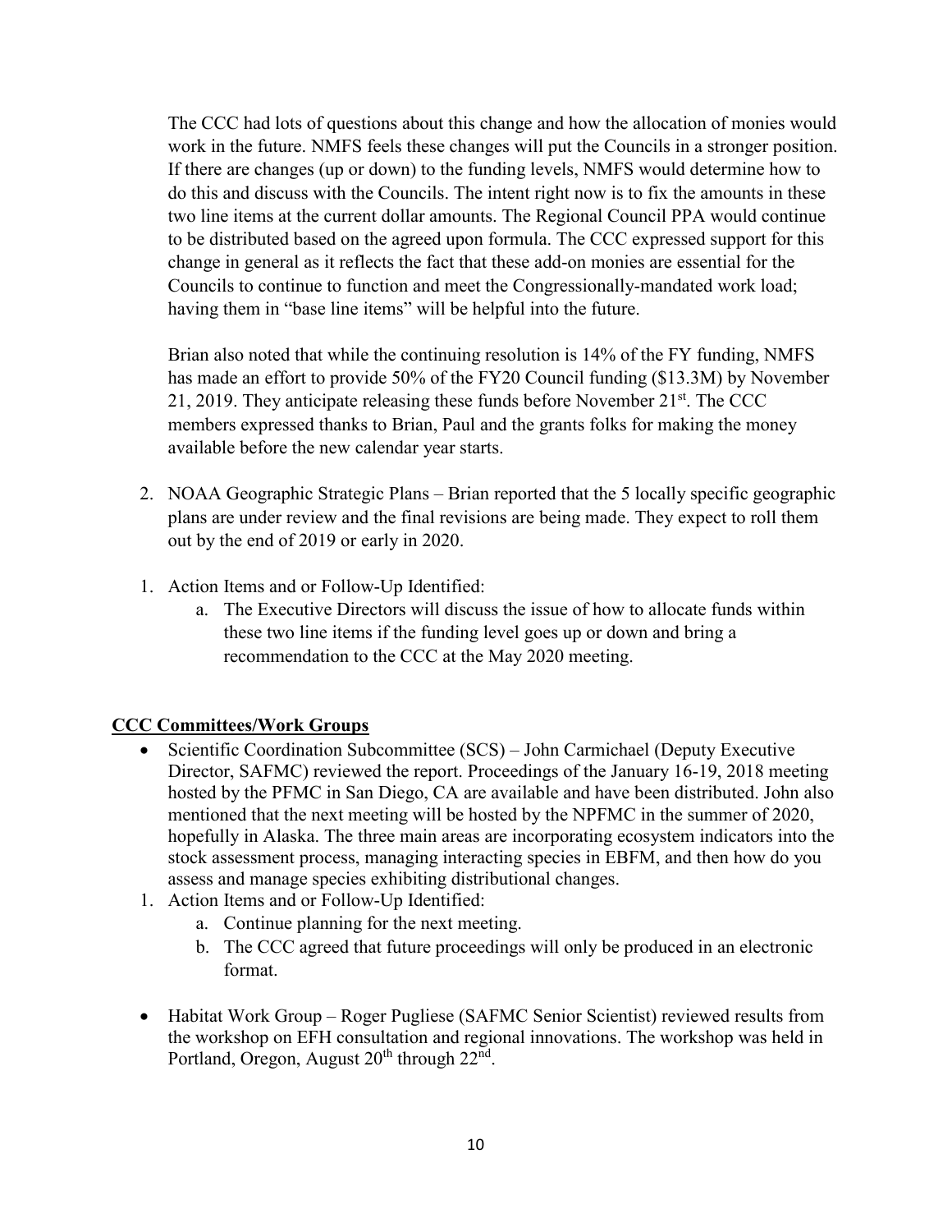The CCC had lots of questions about this change and how the allocation of monies would work in the future. NMFS feels these changes will put the Councils in a stronger position. If there are changes (up or down) to the funding levels, NMFS would determine how to do this and discuss with the Councils. The intent right now is to fix the amounts in these two line items at the current dollar amounts. The Regional Council PPA would continue to be distributed based on the agreed upon formula. The CCC expressed support for this change in general as it reflects the fact that these add-on monies are essential for the Councils to continue to function and meet the Congressionally-mandated work load; having them in "base line items" will be helpful into the future.

Brian also noted that while the continuing resolution is 14% of the FY funding, NMFS has made an effort to provide 50% of the FY20 Council funding ($13.3M) by November 21, 2019. They anticipate releasing these funds before November 21st. The CCC members expressed thanks to Brian, Paul and the grants folks for making the money available before the new calendar year starts.

2. NOAA Geographic Strategic Plans – Brian reported that the 5 locally specific geographic plans are under review and the final revisions are being made. They expect to roll them out by the end of 2019 or early in 2020.

1. Action Items and or Follow-Up Identified:
   a. The Executive Directors will discuss the issue of how to allocate funds within these two line items if the funding level goes up or down and bring a recommendation to the CCC at the May 2020 meeting.

**CCC Committees/Work Groups**

- Scientific Coordination Subcommittee (SCS) – John Carmichael (Deputy Executive Director, SAFMC) reviewed the report. Proceedings of the January 16-19, 2018 meeting hosted by the PFMC in San Diego, CA are available and have been distributed. John also mentioned that the next meeting will be hosted by the NPFMC in the summer of 2020, hopefully in Alaska. The three main areas are incorporating ecosystem indicators into the stock assessment process, managing interacting species in EBFM, and then how do you assess and manage species exhibiting distributional changes.

1. Action Items and or Follow-Up Identified:
   a. Continue planning for the next meeting.
   b. The CCC agreed that future proceedings will only be produced in an electronic format.

- Habitat Work Group – Roger Pugliese (SAFMC Senior Scientist) reviewed results from the workshop on EFH consultation and regional innovations. The workshop was held in Portland, Oregon, August 20th through 22nd.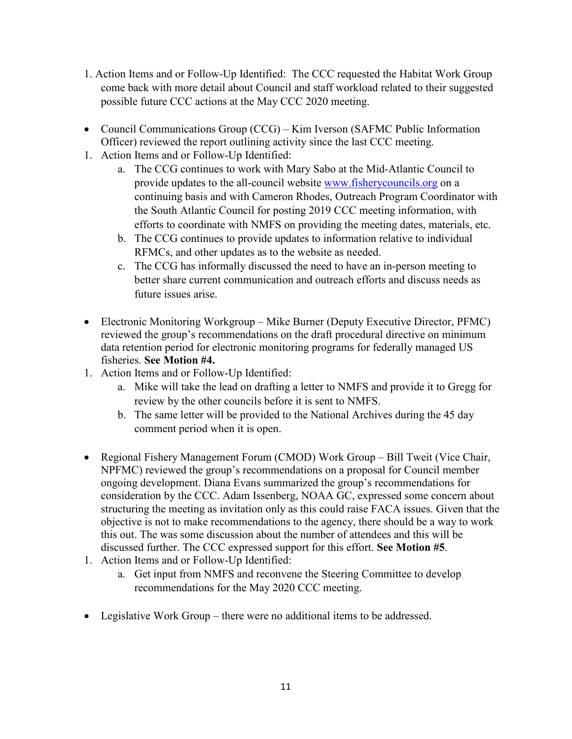1. Action Items and or Follow-Up Identified: The CCC requested the Habitat Work Group come back with more detail about Council and staff workload related to their suggested possible future CCC actions at the May CCC 2020 meeting.

- Council Communications Group (CCG) – Kim Iverson (SAFMC Public Information Officer) reviewed the report outlining activity since the last CCC meeting.

1. Action Items and or Follow-Up Identified:
    a. The CCG continues to work with Mary Sabo at the Mid-Atlantic Council to provide updates to the all-council website www.fisherycouncils.org on a continuing basis and with Cameron Rhodes, Outreach Program Coordinator with the South Atlantic Council for posting 2019 CCC meeting information, with efforts to coordinate with NMFS on providing the meeting dates, materials, etc.
    b. The CCG continues to provide updates to information relative to individual RFMCs, and other updates as to the website as needed.
    c. The CCG has informally discussed the need to have an in-person meeting to better share current communication and outreach efforts and discuss needs as future issues arise.

- Electronic Monitoring Workgroup – Mike Burner (Deputy Executive Director, PFMC) reviewed the group's recommendations on the draft procedural directive on minimum data retention period for electronic monitoring programs for federally managed US fisheries. **See Motion #4.**

1. Action Items and or Follow-Up Identified:
    a. Mike will take the lead on drafting a letter to NMFS and provide it to Gregg for review by the other councils before it is sent to NMFS.
    b. The same letter will be provided to the National Archives during the 45 day comment period when it is open.

- Regional Fishery Management Forum (CMOD) Work Group – Bill Tweit (Vice Chair, NPFMC) reviewed the group's recommendations on a proposal for Council member ongoing development. Diana Evans summarized the group's recommendations for consideration by the CCC. Adam Issenberg, NOAA GC, expressed some concern about structuring the meeting as invitation only as this could raise FACA issues. Given that the objective is not to make recommendations to the agency, there should be a way to work this out. The was some discussion about the number of attendees and this will be discussed further. The CCC expressed support for this effort. **See Motion #5**.

1. Action Items and or Follow-Up Identified:
    a. Get input from NMFS and reconvene the Steering Committee to develop recommendations for the May 2020 CCC meeting.

- Legislative Work Group – there were no additional items to be addressed.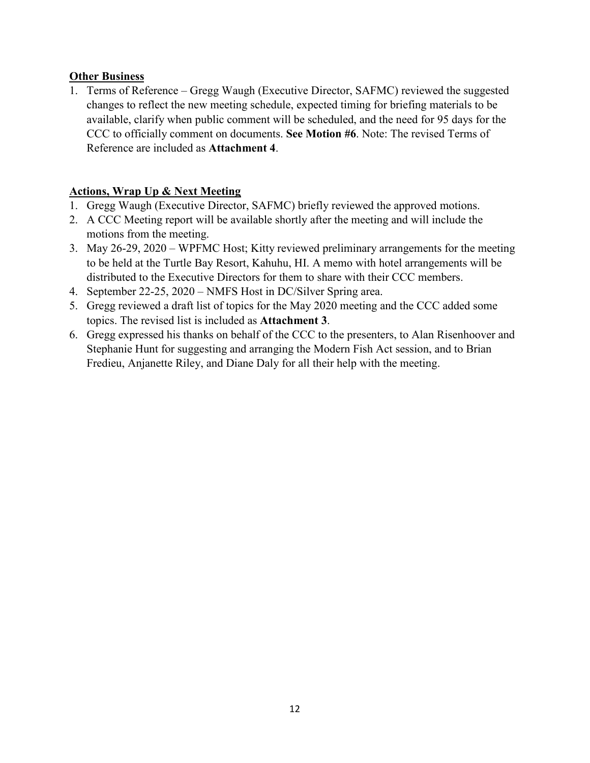**Other Business**

1. Terms of Reference – Gregg Waugh (Executive Director, SAFMC) reviewed the suggested changes to reflect the new meeting schedule, expected timing for briefing materials to be available, clarify when public comment will be scheduled, and the need for 95 days for the CCC to officially comment on documents. **See Motion #6**. Note: The revised Terms of Reference are included as **Attachment 4**.

**Actions, Wrap Up & Next Meeting**

1. Gregg Waugh (Executive Director, SAFMC) briefly reviewed the approved motions.
2. A CCC Meeting report will be available shortly after the meeting and will include the motions from the meeting.
3. May 26-29, 2020 – WPFMC Host; Kitty reviewed preliminary arrangements for the meeting to be held at the Turtle Bay Resort, Kahuhu, HI. A memo with hotel arrangements will be distributed to the Executive Directors for them to share with their CCC members.
4. September 22-25, 2020 – NMFS Host in DC/Silver Spring area.
5. Gregg reviewed a draft list of topics for the May 2020 meeting and the CCC added some topics. The revised list is included as **Attachment 3**.
6. Gregg expressed his thanks on behalf of the CCC to the presenters, to Alan Risenhoover and Stephanie Hunt for suggesting and arranging the Modern Fish Act session, and to Brian Fredieu, Anjanette Riley, and Diane Daly for all their help with the meeting.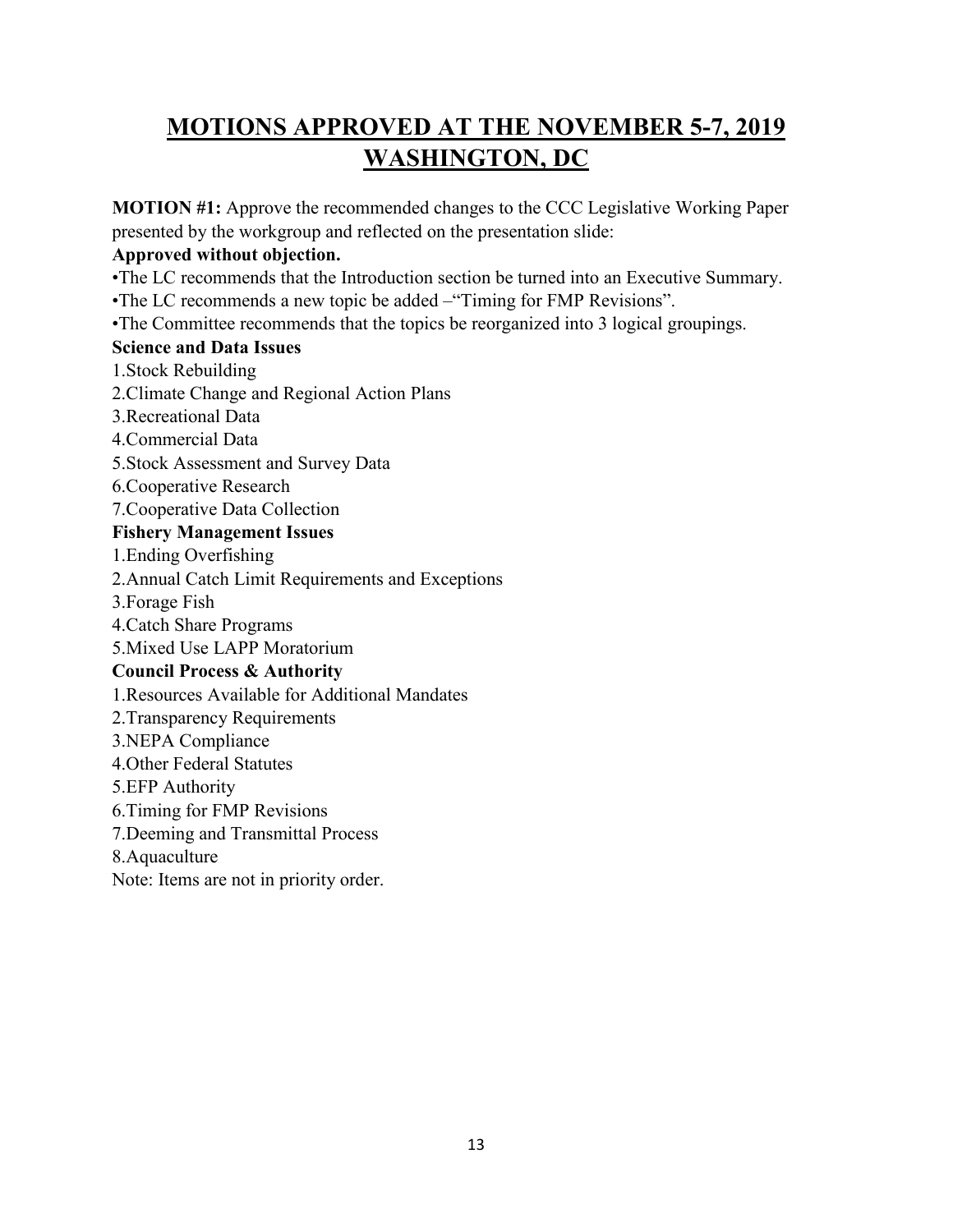# MOTIONS APPROVED AT THE NOVEMBER 5-7, 2019 WASHINGTON, DC

**MOTION #1:** Approve the recommended changes to the CCC Legislative Working Paper presented by the workgroup and reflected on the presentation slide:

**Approved without objection.**

•The LC recommends that the Introduction section be turned into an Executive Summary.
•The LC recommends a new topic be added –"Timing for FMP Revisions".
•The Committee recommends that the topics be reorganized into 3 logical groupings.

**Science and Data Issues**

1.Stock Rebuilding
2.Climate Change and Regional Action Plans
3.Recreational Data
4.Commercial Data
5.Stock Assessment and Survey Data
6.Cooperative Research
7.Cooperative Data Collection

**Fishery Management Issues**

1.Ending Overfishing
2.Annual Catch Limit Requirements and Exceptions
3.Forage Fish
4.Catch Share Programs
5.Mixed Use LAPP Moratorium

**Council Process & Authority**

1.Resources Available for Additional Mandates
2.Transparency Requirements
3.NEPA Compliance
4.Other Federal Statutes
5.EFP Authority
6.Timing for FMP Revisions
7.Deeming and Transmittal Process
8.Aquaculture

Note: Items are not in priority order.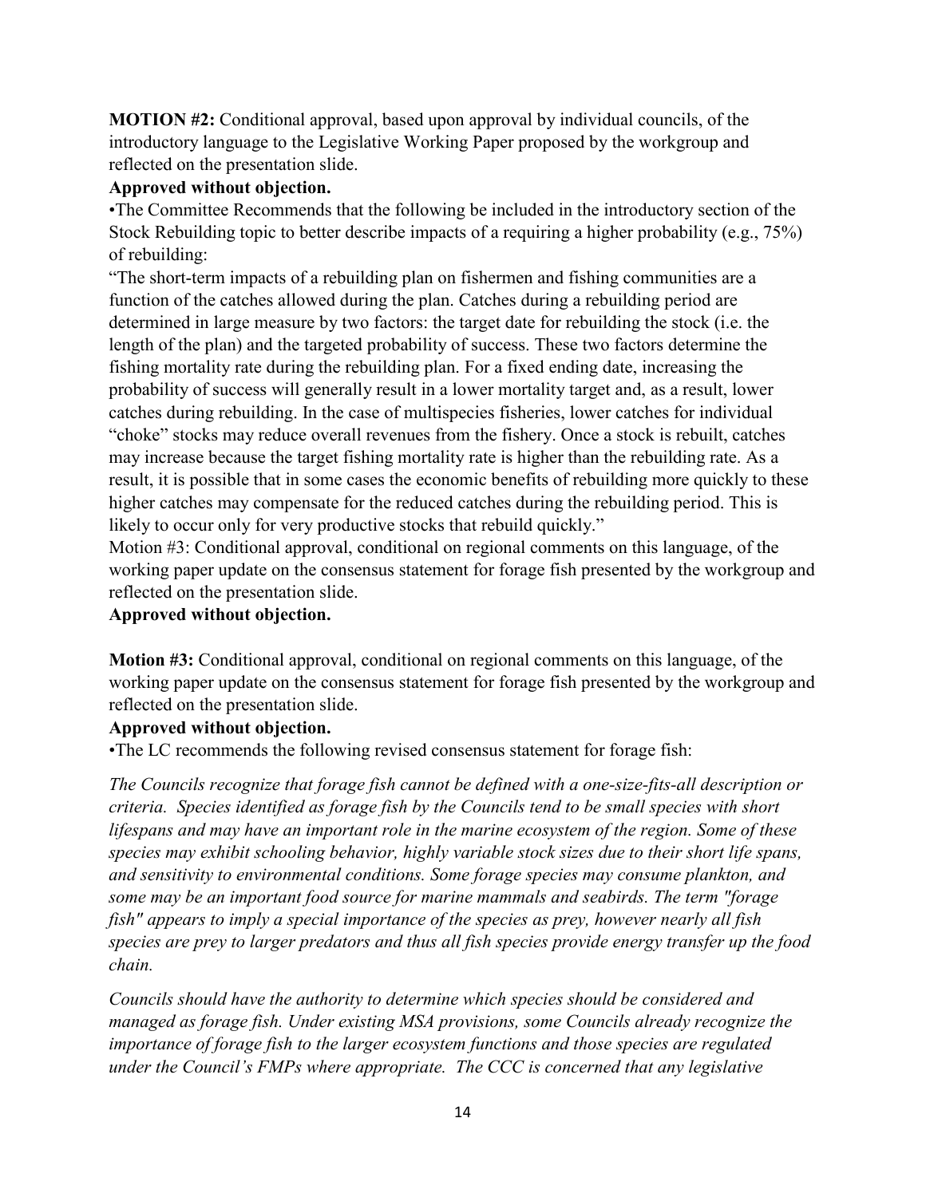**MOTION #2:** Conditional approval, based upon approval by individual councils, of the introductory language to the Legislative Working Paper proposed by the workgroup and reflected on the presentation slide.

**Approved without objection.**

•The Committee Recommends that the following be included in the introductory section of the Stock Rebuilding topic to better describe impacts of a requiring a higher probability (e.g., 75%) of rebuilding:

"The short-term impacts of a rebuilding plan on fishermen and fishing communities are a function of the catches allowed during the plan. Catches during a rebuilding period are determined in large measure by two factors: the target date for rebuilding the stock (i.e. the length of the plan) and the targeted probability of success. These two factors determine the fishing mortality rate during the rebuilding plan. For a fixed ending date, increasing the probability of success will generally result in a lower mortality target and, as a result, lower catches during rebuilding. In the case of multispecies fisheries, lower catches for individual "choke" stocks may reduce overall revenues from the fishery. Once a stock is rebuilt, catches may increase because the target fishing mortality rate is higher than the rebuilding rate. As a result, it is possible that in some cases the economic benefits of rebuilding more quickly to these higher catches may compensate for the reduced catches during the rebuilding period. This is likely to occur only for very productive stocks that rebuild quickly."

Motion #3: Conditional approval, conditional on regional comments on this language, of the working paper update on the consensus statement for forage fish presented by the workgroup and reflected on the presentation slide.

**Approved without objection.**

**Motion #3:** Conditional approval, conditional on regional comments on this language, of the working paper update on the consensus statement for forage fish presented by the workgroup and reflected on the presentation slide.

**Approved without objection.**

•The LC recommends the following revised consensus statement for forage fish:

*The Councils recognize that forage fish cannot be defined with a one-size-fits-all description or criteria. Species identified as forage fish by the Councils tend to be small species with short lifespans and may have an important role in the marine ecosystem of the region. Some of these species may exhibit schooling behavior, highly variable stock sizes due to their short life spans, and sensitivity to environmental conditions. Some forage species may consume plankton, and some may be an important food source for marine mammals and seabirds. The term "forage fish" appears to imply a special importance of the species as prey, however nearly all fish species are prey to larger predators and thus all fish species provide energy transfer up the food chain.*

*Councils should have the authority to determine which species should be considered and managed as forage fish. Under existing MSA provisions, some Councils already recognize the importance of forage fish to the larger ecosystem functions and those species are regulated under the Council's FMPs where appropriate. The CCC is concerned that any legislative*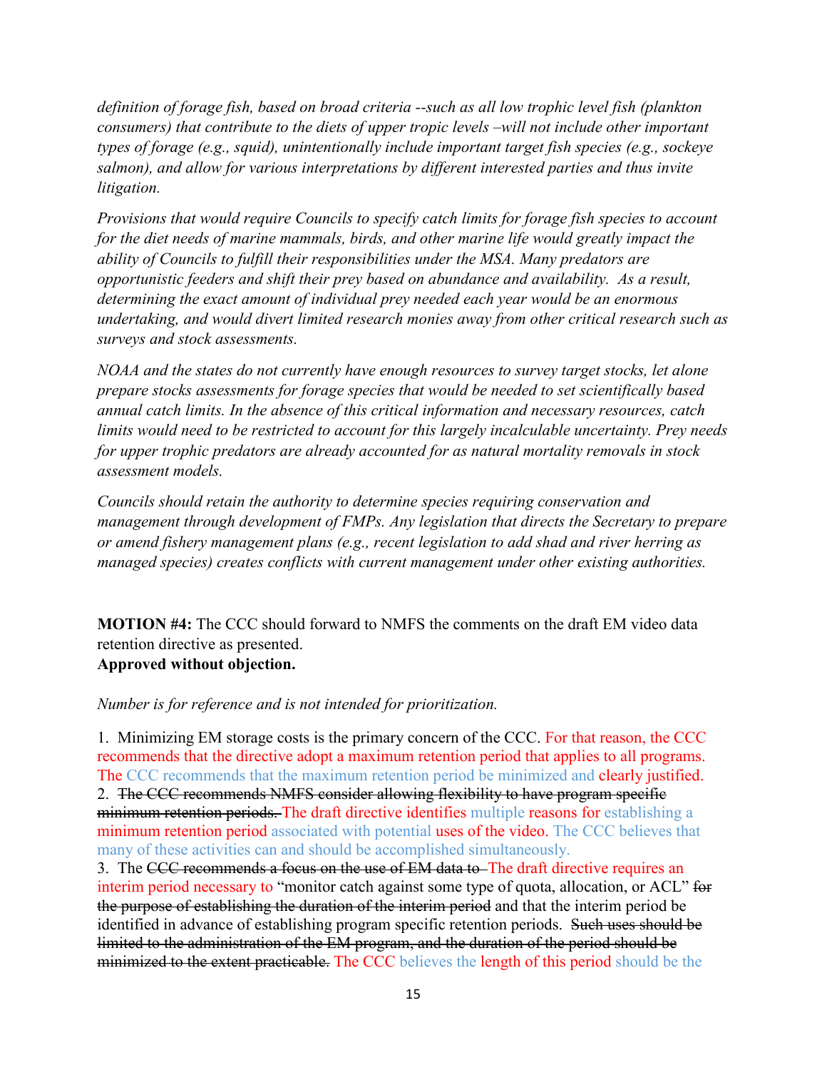*definition of forage fish, based on broad criteria --such as all low trophic level fish (plankton consumers) that contribute to the diets of upper tropic levels –will not include other important types of forage (e.g., squid), unintentionally include important target fish species (e.g., sockeye salmon), and allow for various interpretations by different interested parties and thus invite litigation.*

*Provisions that would require Councils to specify catch limits for forage fish species to account for the diet needs of marine mammals, birds, and other marine life would greatly impact the ability of Councils to fulfill their responsibilities under the MSA. Many predators are opportunistic feeders and shift their prey based on abundance and availability. As a result, determining the exact amount of individual prey needed each year would be an enormous undertaking, and would divert limited research monies away from other critical research such as surveys and stock assessments.*

*NOAA and the states do not currently have enough resources to survey target stocks, let alone prepare stocks assessments for forage species that would be needed to set scientifically based annual catch limits. In the absence of this critical information and necessary resources, catch limits would need to be restricted to account for this largely incalculable uncertainty. Prey needs for upper trophic predators are already accounted for as natural mortality removals in stock assessment models.*

*Councils should retain the authority to determine species requiring conservation and management through development of FMPs. Any legislation that directs the Secretary to prepare or amend fishery management plans (e.g., recent legislation to add shad and river herring as managed species) creates conflicts with current management under other existing authorities.*

**MOTION #4:** The CCC should forward to NMFS the comments on the draft EM video data retention directive as presented.
**Approved without objection.**

*Number is for reference and is not intended for prioritization.*

1. Minimizing EM storage costs is the primary concern of the CCC. For that reason, the CCC recommends that the directive adopt a maximum retention period that applies to all programs. The CCC recommends that the maximum retention period be minimized and clearly justified.
2. ~~The CCC recommends NMFS consider allowing flexibility to have program specific minimum retention periods.~~ The draft directive identifies multiple reasons for establishing a minimum retention period associated with potential uses of the video. The CCC believes that many of these activities can and should be accomplished simultaneously.
3. The ~~CCC recommends a focus on the use of EM data to~~ The draft directive requires an interim period necessary to "monitor catch against some type of quota, allocation, or ACL" ~~for the purpose of establishing the duration of the interim period~~ and that the interim period be identified in advance of establishing program specific retention periods. ~~Such uses should be limited to the administration of the EM program, and the duration of the period should be minimized to the extent practicable.~~ The CCC believes the length of this period should be the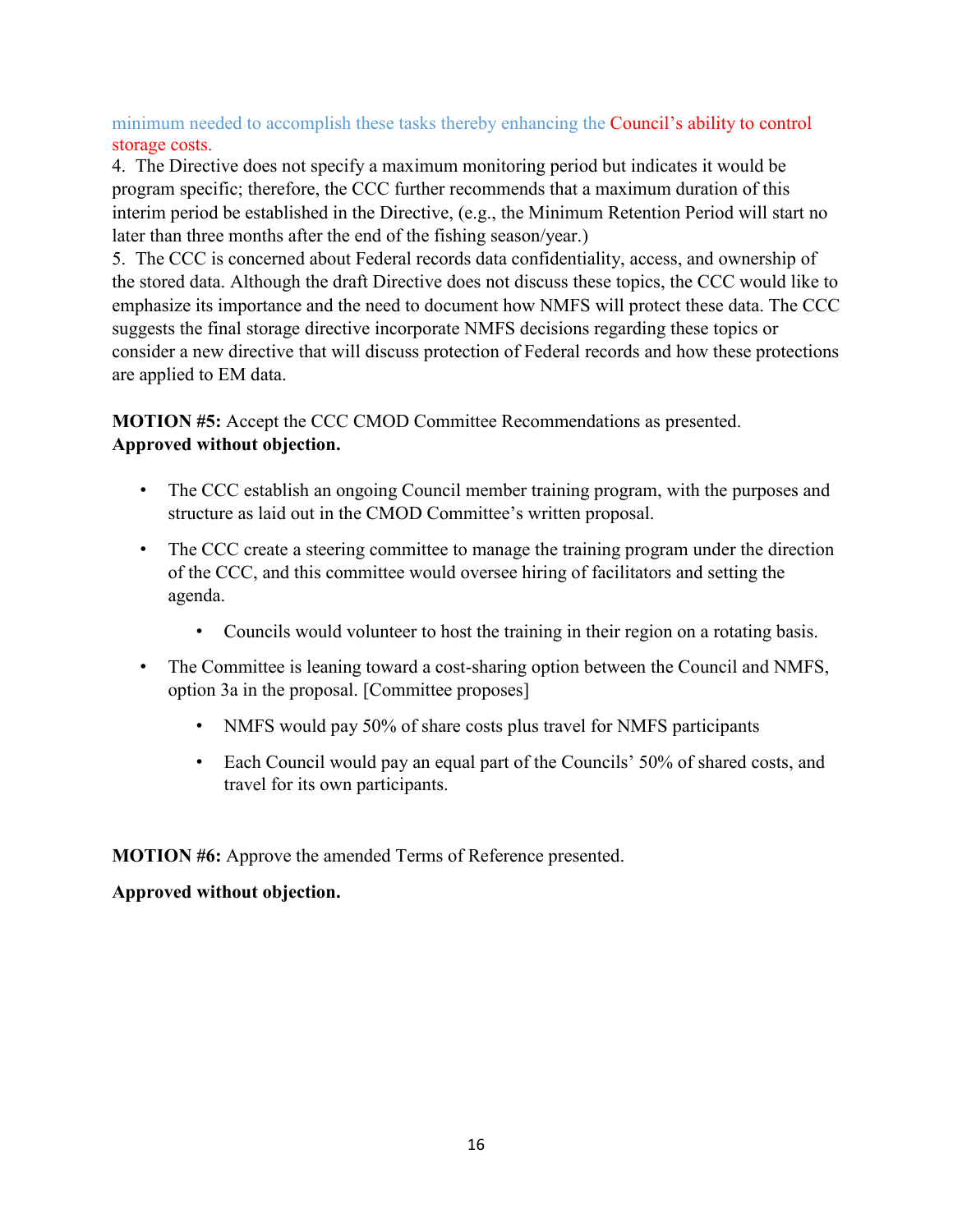minimum needed to accomplish these tasks thereby enhancing the Council's ability to control storage costs.

4. The Directive does not specify a maximum monitoring period but indicates it would be program specific; therefore, the CCC further recommends that a maximum duration of this interim period be established in the Directive, (e.g., the Minimum Retention Period will start no later than three months after the end of the fishing season/year.)

5. The CCC is concerned about Federal records data confidentiality, access, and ownership of the stored data. Although the draft Directive does not discuss these topics, the CCC would like to emphasize its importance and the need to document how NMFS will protect these data. The CCC suggests the final storage directive incorporate NMFS decisions regarding these topics or consider a new directive that will discuss protection of Federal records and how these protections are applied to EM data.

**MOTION #5:** Accept the CCC CMOD Committee Recommendations as presented.
**Approved without objection.**

- The CCC establish an ongoing Council member training program, with the purposes and structure as laid out in the CMOD Committee's written proposal.
- The CCC create a steering committee to manage the training program under the direction of the CCC, and this committee would oversee hiring of facilitators and setting the agenda.
  - Councils would volunteer to host the training in their region on a rotating basis.
- The Committee is leaning toward a cost-sharing option between the Council and NMFS, option 3a in the proposal. [Committee proposes]
  - NMFS would pay 50% of share costs plus travel for NMFS participants
  - Each Council would pay an equal part of the Councils' 50% of shared costs, and travel for its own participants.

**MOTION #6:** Approve the amended Terms of Reference presented.

**Approved without objection.**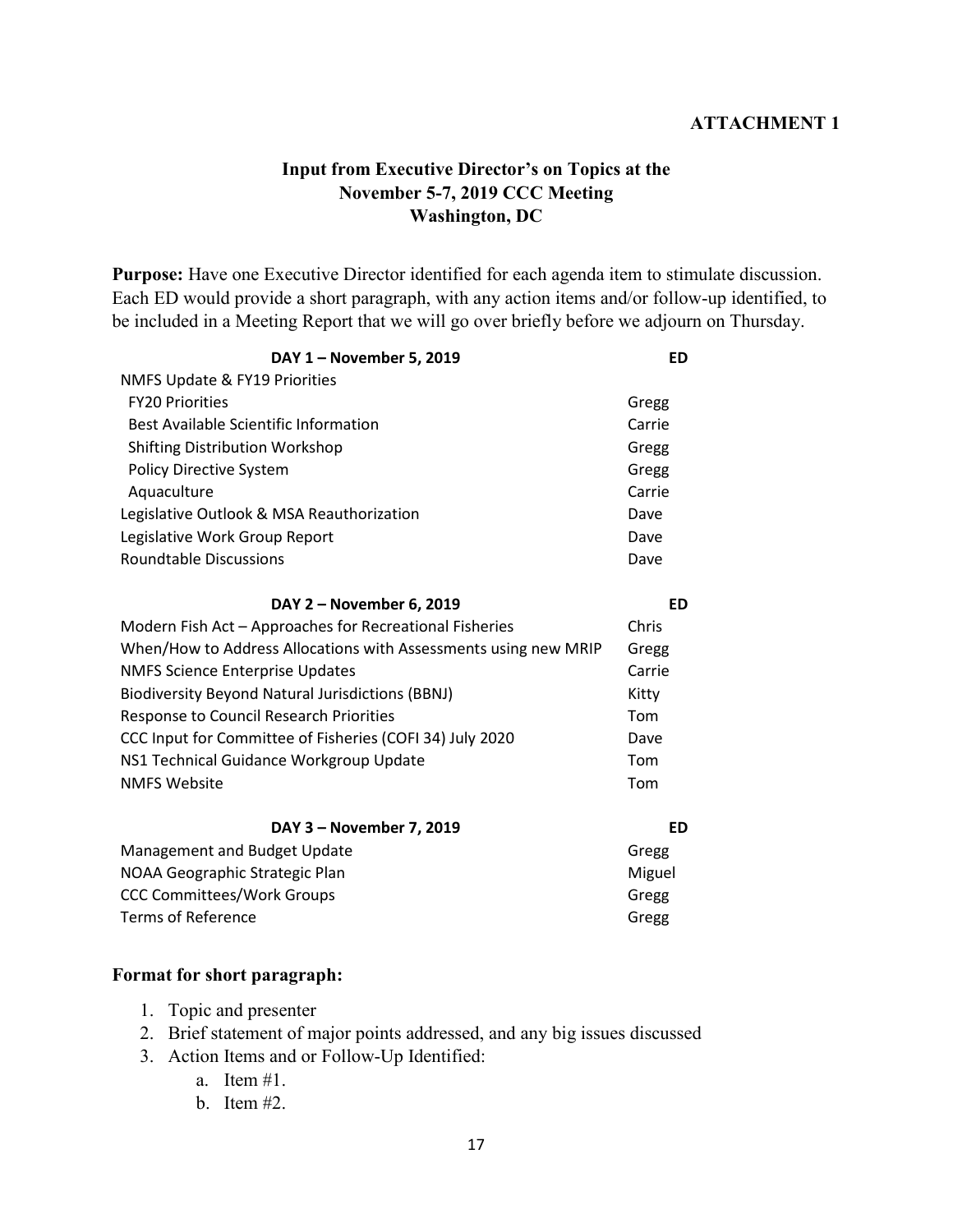**ATTACHMENT 1**

## Input from Executive Director's on Topics at the November 5-7, 2019 CCC Meeting Washington, DC

**Purpose:** Have one Executive Director identified for each agenda item to stimulate discussion. Each ED would provide a short paragraph, with any action items and/or follow-up identified, to be included in a Meeting Report that we will go over briefly before we adjourn on Thursday.

| DAY 1 – November 5, 2019 | ED |
|---|---|
| NMFS Update & FY19 Priorities | |
| FY20 Priorities | Gregg |
| Best Available Scientific Information | Carrie |
| Shifting Distribution Workshop | Gregg |
| Policy Directive System | Gregg |
| Aquaculture | Carrie |
| Legislative Outlook & MSA Reauthorization | Dave |
| Legislative Work Group Report | Dave |
| Roundtable Discussions | Dave |

| DAY 2 – November 6, 2019 | ED |
|---|---|
| Modern Fish Act – Approaches for Recreational Fisheries | Chris |
| When/How to Address Allocations with Assessments using new MRIP | Gregg |
| NMFS Science Enterprise Updates | Carrie |
| Biodiversity Beyond Natural Jurisdictions (BBNJ) | Kitty |
| Response to Council Research Priorities | Tom |
| CCC Input for Committee of Fisheries (COFI 34) July 2020 | Dave |
| NS1 Technical Guidance Workgroup Update | Tom |
| NMFS Website | Tom |

| DAY 3 – November 7, 2019 | ED |
|---|---|
| Management and Budget Update | Gregg |
| NOAA Geographic Strategic Plan | Miguel |
| CCC Committees/Work Groups | Gregg |
| Terms of Reference | Gregg |

### Format for short paragraph:

1. Topic and presenter
2. Brief statement of major points addressed, and any big issues discussed
3. Action Items and or Follow-Up Identified:
   a. Item #1.
   b. Item #2.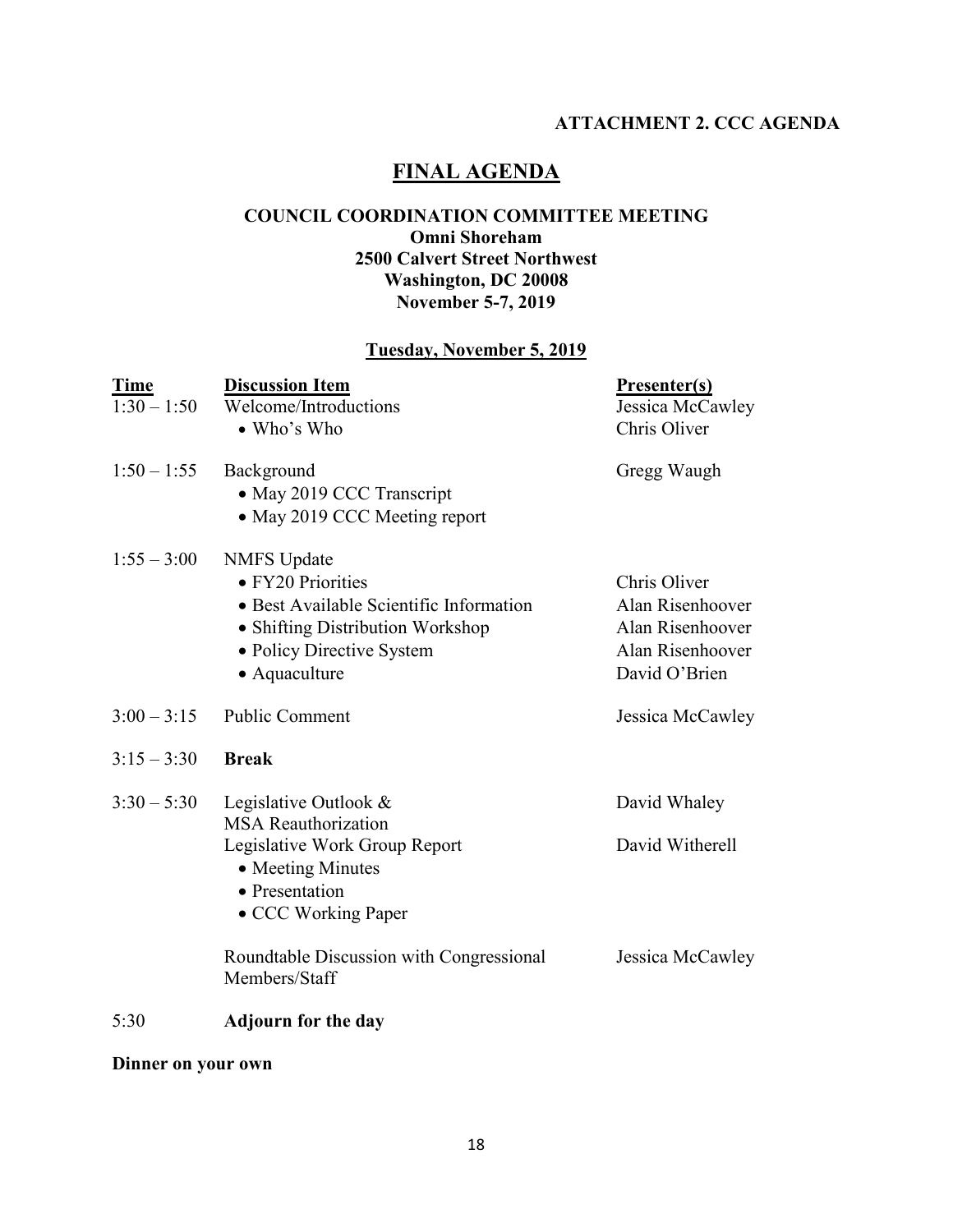**ATTACHMENT 2. CCC AGENDA**

# FINAL AGENDA

## COUNCIL COORDINATION COMMITTEE MEETING

**Omni Shoreham**
**2500 Calvert Street Northwest**
**Washington, DC 20008**
**November 5-7, 2019**

### Tuesday, November 5, 2019

| Time | Discussion Item | Presenter(s) |
|---|---|---|
| 1:30 – 1:50 | Welcome/Introductions<br>• Who's Who | Jessica McCawley<br>Chris Oliver |
| 1:50 – 1:55 | Background<br>• May 2019 CCC Transcript<br>• May 2019 CCC Meeting report | Gregg Waugh |
| 1:55 – 3:00 | NMFS Update<br>• FY20 Priorities<br>• Best Available Scientific Information<br>• Shifting Distribution Workshop<br>• Policy Directive System<br>• Aquaculture | <br>Chris Oliver<br>Alan Risenhoover<br>Alan Risenhoover<br>Alan Risenhoover<br>David O'Brien |
| 3:00 – 3:15 | Public Comment | Jessica McCawley |
| 3:15 – 3:30 | **Break** | |
| 3:30 – 5:30 | Legislative Outlook & MSA Reauthorization | David Whaley |
| | Legislative Work Group Report<br>• Meeting Minutes<br>• Presentation<br>• CCC Working Paper | David Witherell |
| | Roundtable Discussion with Congressional Members/Staff | Jessica McCawley |
| 5:30 | **Adjourn for the day** | |

**Dinner on your own**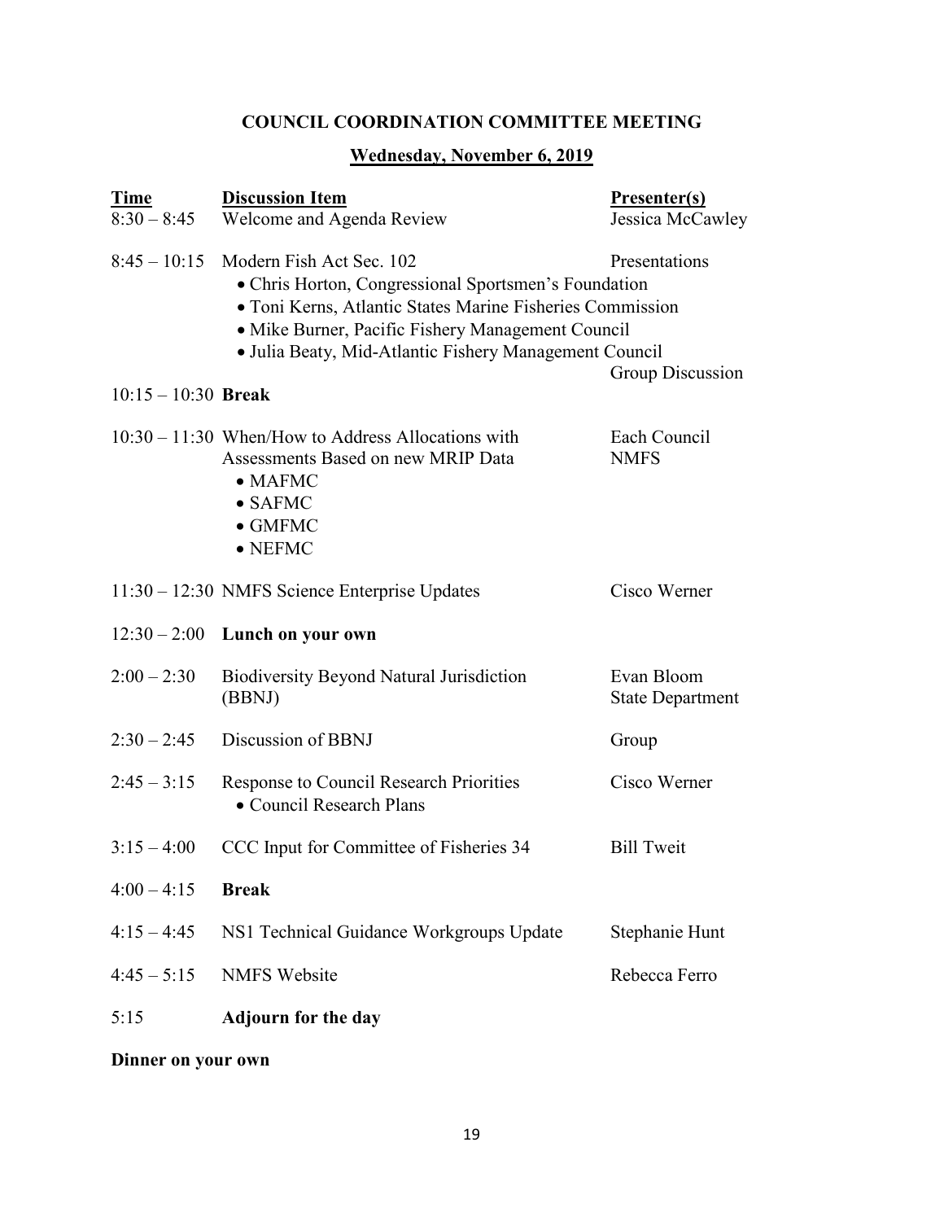# COUNCIL COORDINATION COMMITTEE MEETING

## Wednesday, November 6, 2019

| Time | Discussion Item | Presenter(s) |
|---|---|---|
| 8:30 – 8:45 | Welcome and Agenda Review | Jessica McCawley |
| 8:45 – 10:15 | Modern Fish Act Sec. 102<br>• Chris Horton, Congressional Sportsmen's Foundation<br>• Toni Kerns, Atlantic States Marine Fisheries Commission<br>• Mike Burner, Pacific Fishery Management Council<br>• Julia Beaty, Mid-Atlantic Fishery Management Council | Presentations<br><br><br><br><br>Group Discussion |
| 10:15 – 10:30 | **Break** | |
| 10:30 – 11:30 | When/How to Address Allocations with Assessments Based on new MRIP Data<br>• MAFMC<br>• SAFMC<br>• GMFMC<br>• NEFMC | Each Council<br>NMFS |
| 11:30 – 12:30 | NMFS Science Enterprise Updates | Cisco Werner |
| 12:30 – 2:00 | **Lunch on your own** | |
| 2:00 – 2:30 | Biodiversity Beyond Natural Jurisdiction (BBNJ) | Evan Bloom<br>State Department |
| 2:30 – 2:45 | Discussion of BBNJ | Group |
| 2:45 – 3:15 | Response to Council Research Priorities<br>• Council Research Plans | Cisco Werner |
| 3:15 – 4:00 | CCC Input for Committee of Fisheries 34 | Bill Tweit |
| 4:00 – 4:15 | **Break** | |
| 4:15 – 4:45 | NS1 Technical Guidance Workgroups Update | Stephanie Hunt |
| 4:45 – 5:15 | NMFS Website | Rebecca Ferro |
| 5:15 | **Adjourn for the day** | |

**Dinner on your own**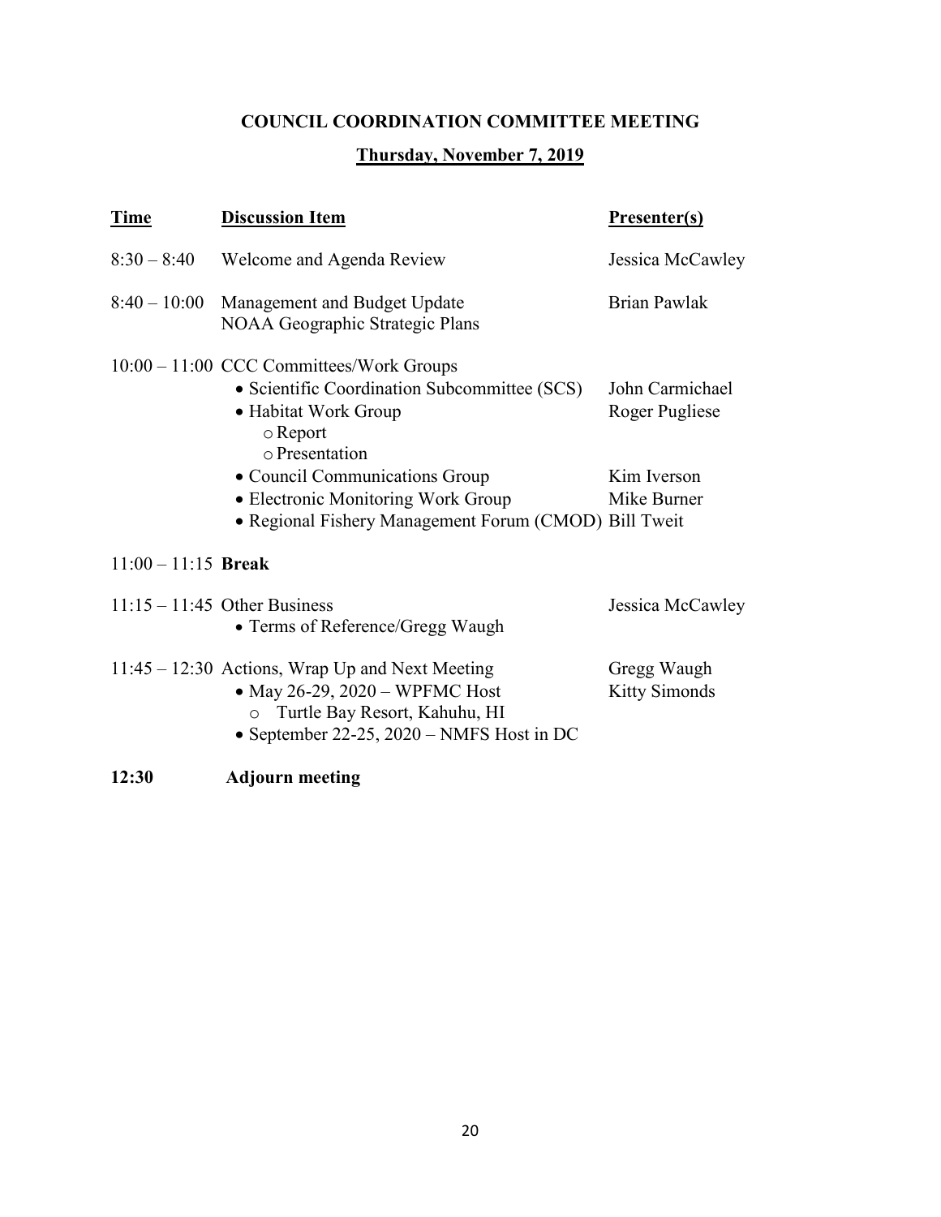## COUNCIL COORDINATION COMMITTEE MEETING

### Thursday, November 7, 2019

| Time | Discussion Item | Presenter(s) |
|---|---|---|
| 8:30 – 8:40 | Welcome and Agenda Review | Jessica McCawley |
| 8:40 – 10:00 | Management and Budget Update<br>NOAA Geographic Strategic Plans | Brian Pawlak |
| 10:00 – 11:00 | CCC Committees/Work Groups | |
| | • Scientific Coordination Subcommittee (SCS) | John Carmichael |
| | • Habitat Work Group<br>○ Report<br>○ Presentation | Roger Pugliese |
| | • Council Communications Group | Kim Iverson |
| | • Electronic Monitoring Work Group | Mike Burner |
| | • Regional Fishery Management Forum (CMOD) | Bill Tweit |
| 11:00 – 11:15 | **Break** | |
| 11:15 – 11:45 | Other Business<br>• Terms of Reference/Gregg Waugh | Jessica McCawley |
| 11:45 – 12:30 | Actions, Wrap Up and Next Meeting | Gregg Waugh |
| | • May 26-29, 2020 – WPFMC Host<br>○ Turtle Bay Resort, Kahuhu, HI | Kitty Simonds |
| | • September 22-25, 2020 – NMFS Host in DC | |
| **12:30** | **Adjourn meeting** | |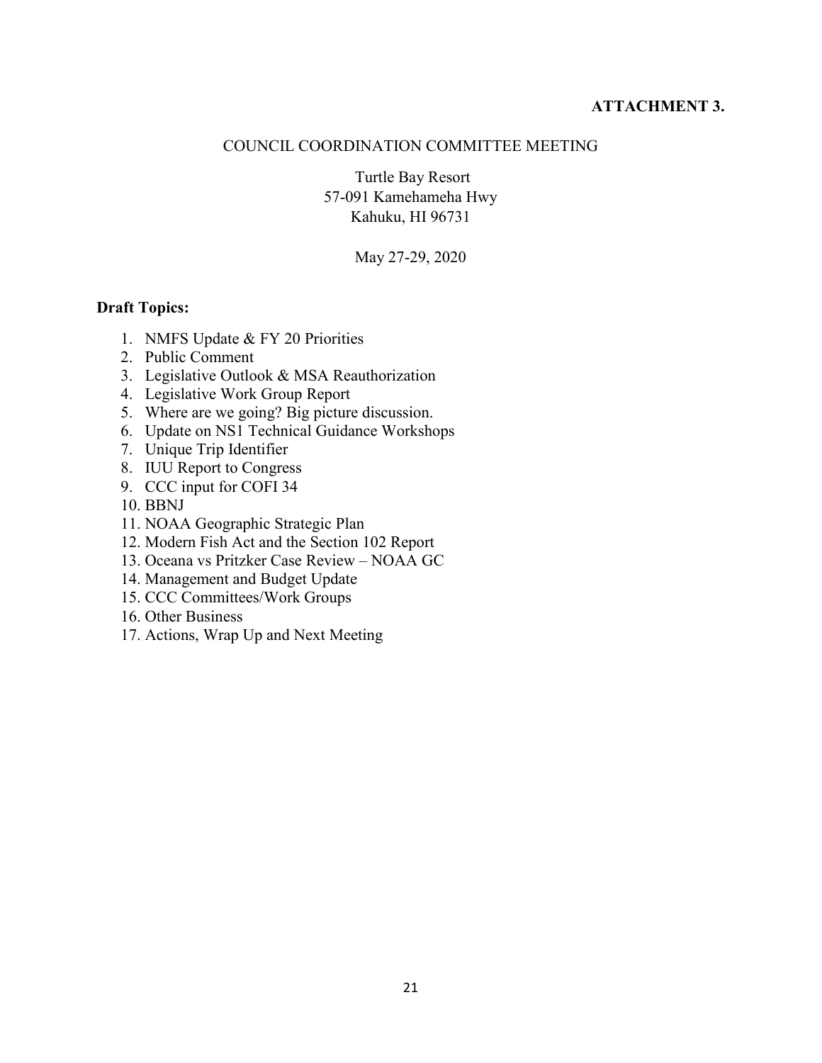**ATTACHMENT 3.**

COUNCIL COORDINATION COMMITTEE MEETING

Turtle Bay Resort
57-091 Kamehameha Hwy
Kahuku, HI 96731

May 27-29, 2020

**Draft Topics:**

1. NMFS Update & FY 20 Priorities
2. Public Comment
3. Legislative Outlook & MSA Reauthorization
4. Legislative Work Group Report
5. Where are we going? Big picture discussion.
6. Update on NS1 Technical Guidance Workshops
7. Unique Trip Identifier
8. IUU Report to Congress
9. CCC input for COFI 34
10. BBNJ
11. NOAA Geographic Strategic Plan
12. Modern Fish Act and the Section 102 Report
13. Oceana vs Pritzker Case Review – NOAA GC
14. Management and Budget Update
15. CCC Committees/Work Groups
16. Other Business
17. Actions, Wrap Up and Next Meeting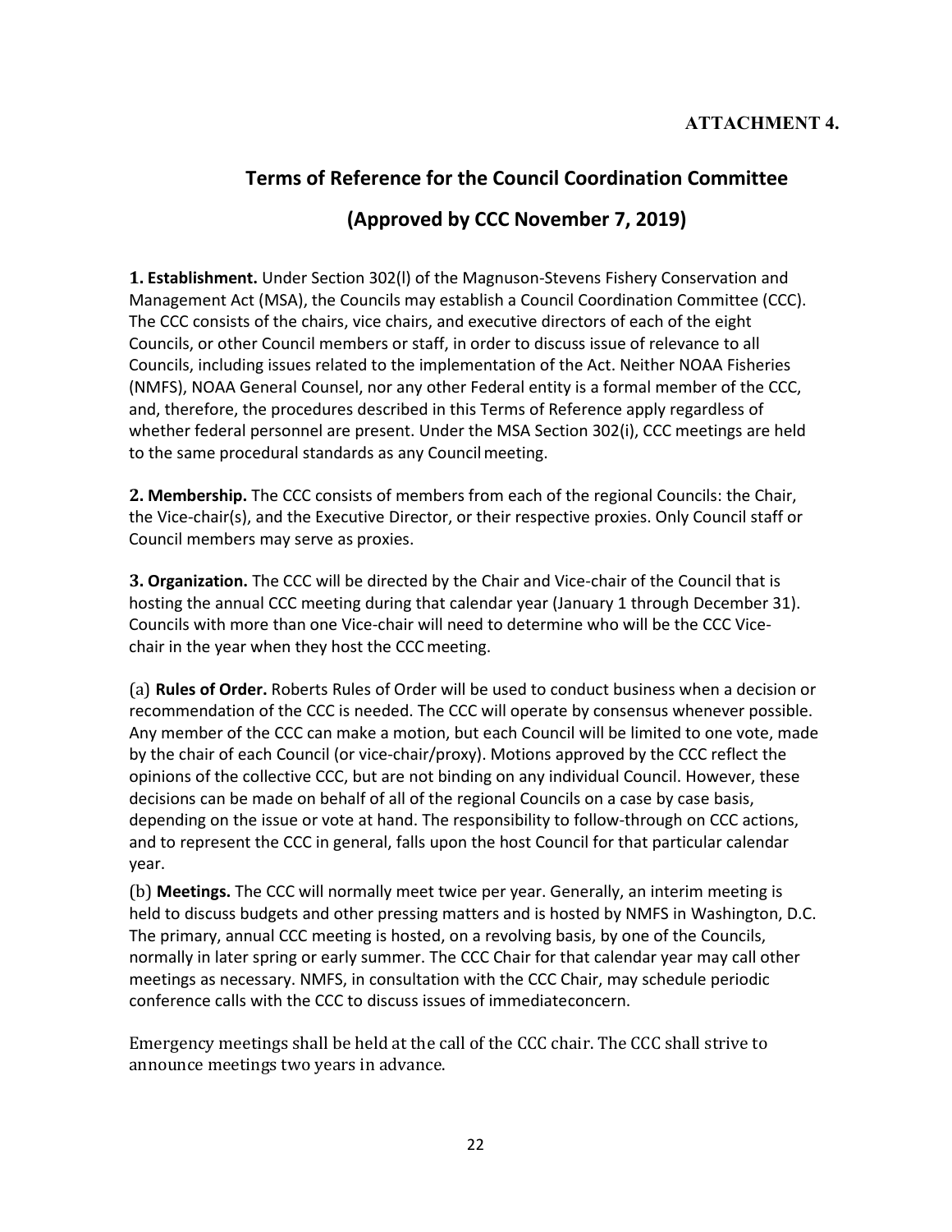**ATTACHMENT 4.**

# Terms of Reference for the Council Coordination Committee

## (Approved by CCC November 7, 2019)

**1. Establishment.** Under Section 302(l) of the Magnuson-Stevens Fishery Conservation and Management Act (MSA), the Councils may establish a Council Coordination Committee (CCC). The CCC consists of the chairs, vice chairs, and executive directors of each of the eight Councils, or other Council members or staff, in order to discuss issue of relevance to all Councils, including issues related to the implementation of the Act. Neither NOAA Fisheries (NMFS), NOAA General Counsel, nor any other Federal entity is a formal member of the CCC, and, therefore, the procedures described in this Terms of Reference apply regardless of whether federal personnel are present. Under the MSA Section 302(i), CCC meetings are held to the same procedural standards as any Council meeting.

**2. Membership.** The CCC consists of members from each of the regional Councils: the Chair, the Vice-chair(s), and the Executive Director, or their respective proxies. Only Council staff or Council members may serve as proxies.

**3. Organization.** The CCC will be directed by the Chair and Vice-chair of the Council that is hosting the annual CCC meeting during that calendar year (January 1 through December 31). Councils with more than one Vice-chair will need to determine who will be the CCC Vice-chair in the year when they host the CCC meeting.

(a) **Rules of Order.** Roberts Rules of Order will be used to conduct business when a decision or recommendation of the CCC is needed. The CCC will operate by consensus whenever possible. Any member of the CCC can make a motion, but each Council will be limited to one vote, made by the chair of each Council (or vice-chair/proxy). Motions approved by the CCC reflect the opinions of the collective CCC, but are not binding on any individual Council. However, these decisions can be made on behalf of all of the regional Councils on a case by case basis, depending on the issue or vote at hand. The responsibility to follow-through on CCC actions, and to represent the CCC in general, falls upon the host Council for that particular calendar year.

(b) **Meetings.** The CCC will normally meet twice per year. Generally, an interim meeting is held to discuss budgets and other pressing matters and is hosted by NMFS in Washington, D.C. The primary, annual CCC meeting is hosted, on a revolving basis, by one of the Councils, normally in later spring or early summer. The CCC Chair for that calendar year may call other meetings as necessary. NMFS, in consultation with the CCC Chair, may schedule periodic conference calls with the CCC to discuss issues of immediateconcern.

Emergency meetings shall be held at the call of the CCC chair. The CCC shall strive to announce meetings two years in advance.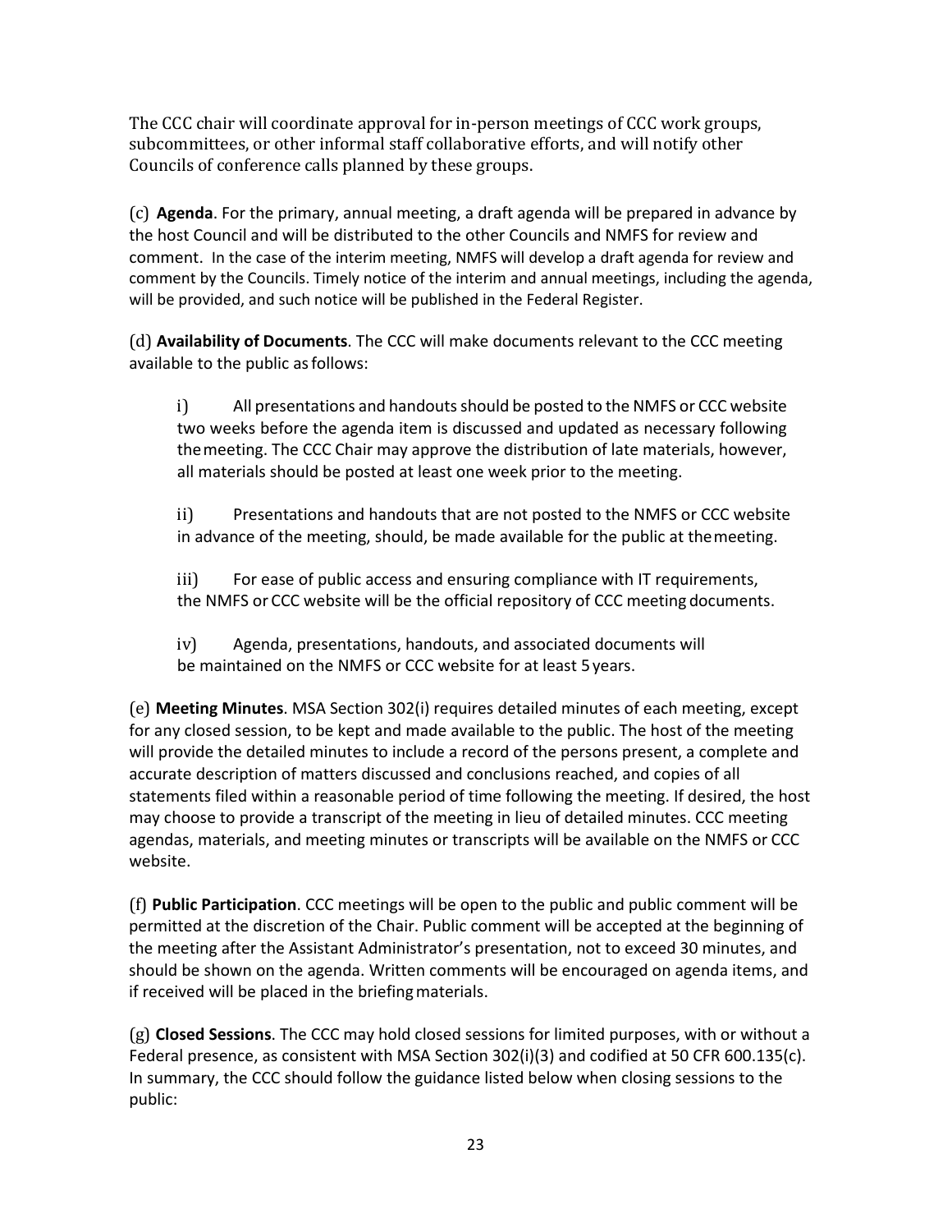The CCC chair will coordinate approval for in-person meetings of CCC work groups, subcommittees, or other informal staff collaborative efforts, and will notify other Councils of conference calls planned by these groups.

(c) **Agenda**. For the primary, annual meeting, a draft agenda will be prepared in advance by the host Council and will be distributed to the other Councils and NMFS for review and comment. In the case of the interim meeting, NMFS will develop a draft agenda for review and comment by the Councils. Timely notice of the interim and annual meetings, including the agenda, will be provided, and such notice will be published in the Federal Register.

(d) **Availability of Documents**. The CCC will make documents relevant to the CCC meeting available to the public as follows:

i) All presentations and handouts should be posted to the NMFS or CCC website two weeks before the agenda item is discussed and updated as necessary following the meeting. The CCC Chair may approve the distribution of late materials, however, all materials should be posted at least one week prior to the meeting.

ii) Presentations and handouts that are not posted to the NMFS or CCC website in advance of the meeting, should, be made available for the public at the meeting.

iii) For ease of public access and ensuring compliance with IT requirements, the NMFS or CCC website will be the official repository of CCC meeting documents.

iv) Agenda, presentations, handouts, and associated documents will be maintained on the NMFS or CCC website for at least 5 years.

(e) **Meeting Minutes**. MSA Section 302(i) requires detailed minutes of each meeting, except for any closed session, to be kept and made available to the public. The host of the meeting will provide the detailed minutes to include a record of the persons present, a complete and accurate description of matters discussed and conclusions reached, and copies of all statements filed within a reasonable period of time following the meeting. If desired, the host may choose to provide a transcript of the meeting in lieu of detailed minutes. CCC meeting agendas, materials, and meeting minutes or transcripts will be available on the NMFS or CCC website.

(f) **Public Participation**. CCC meetings will be open to the public and public comment will be permitted at the discretion of the Chair. Public comment will be accepted at the beginning of the meeting after the Assistant Administrator's presentation, not to exceed 30 minutes, and should be shown on the agenda. Written comments will be encouraged on agenda items, and if received will be placed in the briefing materials.

(g) **Closed Sessions**. The CCC may hold closed sessions for limited purposes, with or without a Federal presence, as consistent with MSA Section 302(i)(3) and codified at 50 CFR 600.135(c). In summary, the CCC should follow the guidance listed below when closing sessions to the public: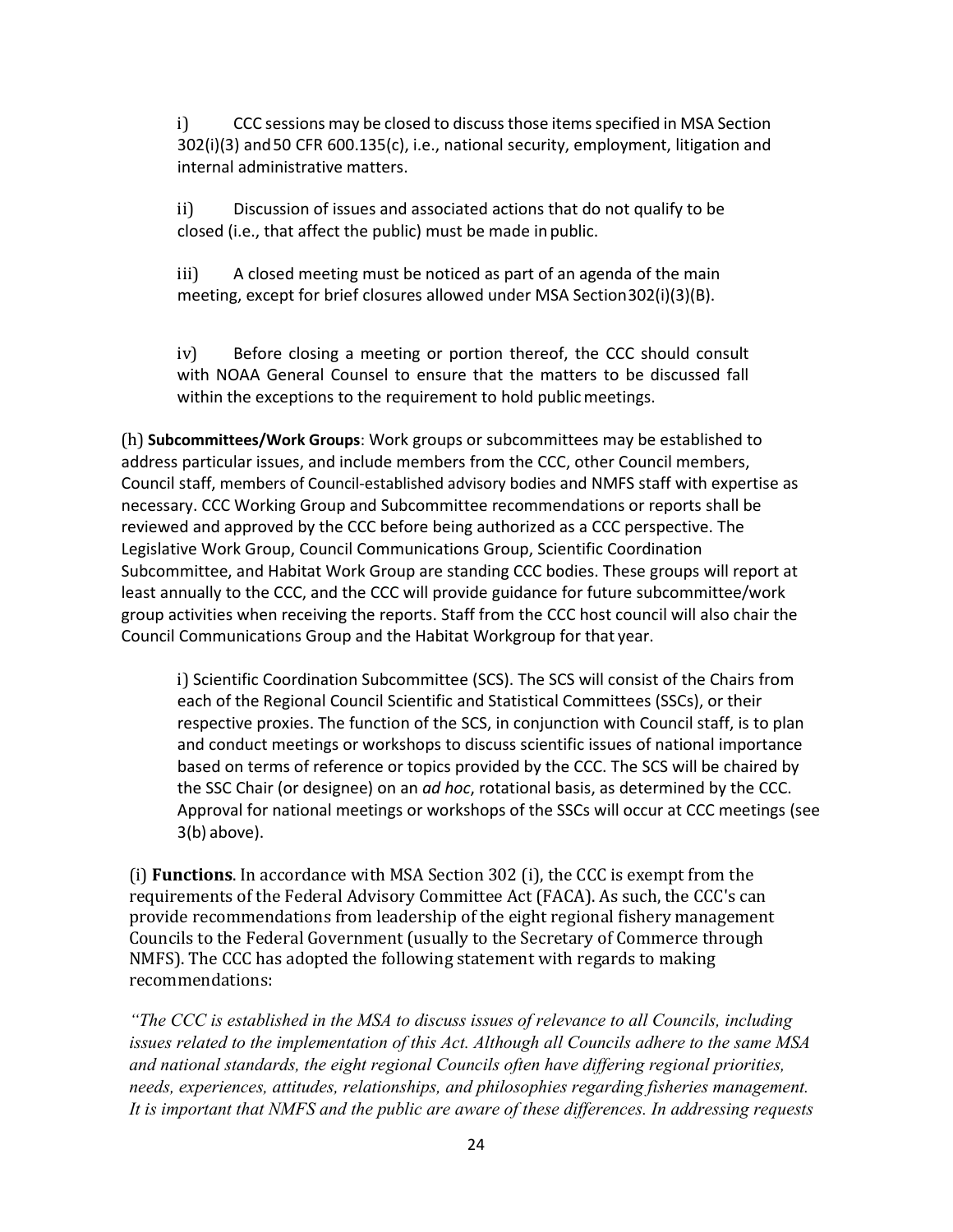i) CCC sessions may be closed to discuss those items specified in MSA Section 302(i)(3) and 50 CFR 600.135(c), i.e., national security, employment, litigation and internal administrative matters.

ii) Discussion of issues and associated actions that do not qualify to be closed (i.e., that affect the public) must be made in public.

iii) A closed meeting must be noticed as part of an agenda of the main meeting, except for brief closures allowed under MSA Section 302(i)(3)(B).

iv) Before closing a meeting or portion thereof, the CCC should consult with NOAA General Counsel to ensure that the matters to be discussed fall within the exceptions to the requirement to hold public meetings.

(h) **Subcommittees/Work Groups**: Work groups or subcommittees may be established to address particular issues, and include members from the CCC, other Council members, Council staff, members of Council-established advisory bodies and NMFS staff with expertise as necessary. CCC Working Group and Subcommittee recommendations or reports shall be reviewed and approved by the CCC before being authorized as a CCC perspective. The Legislative Work Group, Council Communications Group, Scientific Coordination Subcommittee, and Habitat Work Group are standing CCC bodies. These groups will report at least annually to the CCC, and the CCC will provide guidance for future subcommittee/work group activities when receiving the reports. Staff from the CCC host council will also chair the Council Communications Group and the Habitat Workgroup for that year.

i) Scientific Coordination Subcommittee (SCS). The SCS will consist of the Chairs from each of the Regional Council Scientific and Statistical Committees (SSCs), or their respective proxies. The function of the SCS, in conjunction with Council staff, is to plan and conduct meetings or workshops to discuss scientific issues of national importance based on terms of reference or topics provided by the CCC. The SCS will be chaired by the SSC Chair (or designee) on an *ad hoc*, rotational basis, as determined by the CCC. Approval for national meetings or workshops of the SSCs will occur at CCC meetings (see 3(b) above).

(i) **Functions**. In accordance with MSA Section 302 (i), the CCC is exempt from the requirements of the Federal Advisory Committee Act (FACA). As such, the CCC's can provide recommendations from leadership of the eight regional fishery management Councils to the Federal Government (usually to the Secretary of Commerce through NMFS). The CCC has adopted the following statement with regards to making recommendations:

*"The CCC is established in the MSA to discuss issues of relevance to all Councils, including issues related to the implementation of this Act. Although all Councils adhere to the same MSA and national standards, the eight regional Councils often have differing regional priorities, needs, experiences, attitudes, relationships, and philosophies regarding fisheries management. It is important that NMFS and the public are aware of these differences. In addressing requests*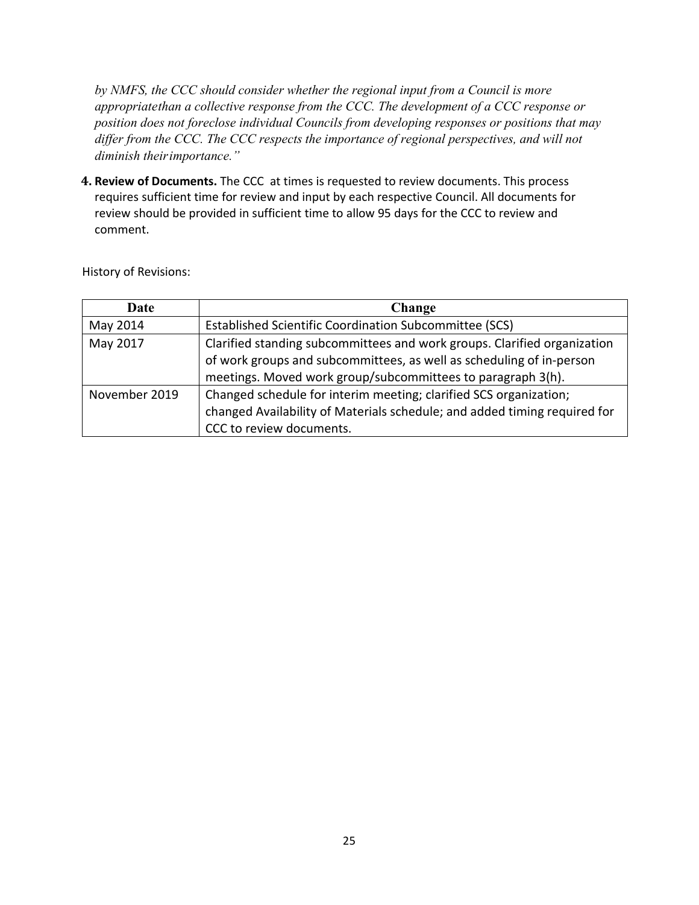*by NMFS, the CCC should consider whether the regional input from a Council is more appropriatethan a collective response from the CCC. The development of a CCC response or position does not foreclose individual Councils from developing responses or positions that may differ from the CCC. The CCC respects the importance of regional perspectives, and will not diminish theirimportance."*

**4. Review of Documents.** The CCC at times is requested to review documents. This process requires sufficient time for review and input by each respective Council. All documents for review should be provided in sufficient time to allow 95 days for the CCC to review and comment.

History of Revisions:

| Date | Change |
|---|---|
| May 2014 | Established Scientific Coordination Subcommittee (SCS) |
| May 2017 | Clarified standing subcommittees and work groups. Clarified organization of work groups and subcommittees, as well as scheduling of in-person meetings. Moved work group/subcommittees to paragraph 3(h). |
| November 2019 | Changed schedule for interim meeting; clarified SCS organization; changed Availability of Materials schedule; and added timing required for CCC to review documents. |